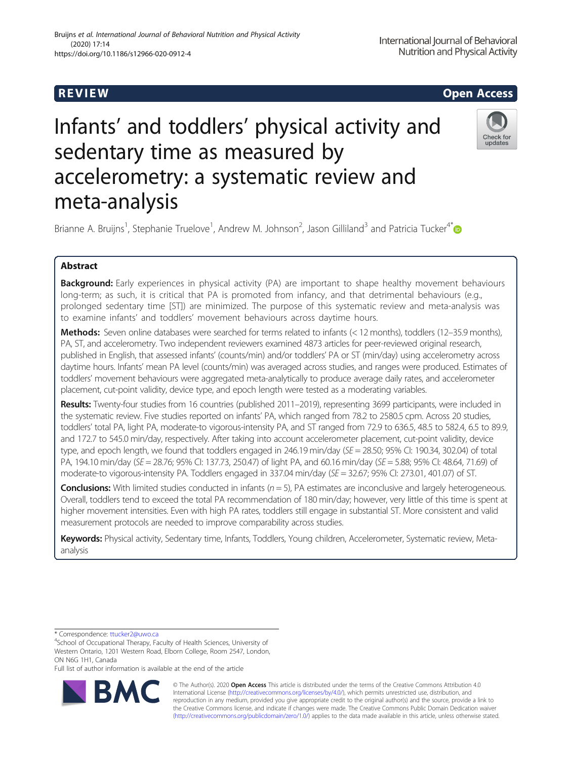REVIEW

Open Access

# Infants' and toddlers' physical activity and sedentary time as measured by accelerometry: a systematic review and meta-analysis

Brianne A. Bruijns[1], Stephanie Truelove[1], Andrew M. Johnson[2], Jason Gilliland[3] and Patricia Tucker[4*]

## Abstract

**Background:** Early experiences in physical activity (PA) are important to shape healthy movement behaviours long-term; as such, it is critical that PA is promoted from infancy, and that detrimental behaviours (e.g., prolonged sedentary time [ST]) are minimized. The purpose of this systematic review and meta-analysis was to examine infants' and toddlers' movement behaviours across daytime hours.

**Methods:** Seven online databases were searched for terms related to infants (< 12 months), toddlers (12–35.9 months), PA, ST, and accelerometry. Two independent reviewers examined 4873 articles for peer-reviewed original research, published in English, that assessed infants' (counts/min) and/or toddlers' PA or ST (min/day) using accelerometry across daytime hours. Infants' mean PA level (counts/min) was averaged across studies, and ranges were produced. Estimates of toddlers' movement behaviours were aggregated meta-analytically to produce average daily rates, and accelerometer placement, cut-point validity, device type, and epoch length were tested as a moderating variables.

**Results:** Twenty-four studies from 16 countries (published 2011–2019), representing 3699 participants, were included in the systematic review. Five studies reported on infants' PA, which ranged from 78.2 to 2580.5 cpm. Across 20 studies, toddlers' total PA, light PA, moderate-to vigorous-intensity PA, and ST ranged from 72.9 to 636.5, 48.5 to 582.4, 6.5 to 89.9, and 172.7 to 545.0 min/day, respectively. After taking into account accelerometer placement, cut-point validity, device type, and epoch length, we found that toddlers engaged in 246.19 min/day (*SE* = 28.50; 95% CI: 190.34, 302.04) of total PA, 194.10 min/day (*SE* = 28.76; 95% CI: 137.73, 250.47) of light PA, and 60.16 min/day (*SE* = 5.88; 95% CI: 48.64, 71.69) of moderate-to vigorous-intensity PA. Toddlers engaged in 337.04 min/day (*SE* = 32.67; 95% CI: 273.01, 401.07) of ST.

**Conclusions:** With limited studies conducted in infants (*n* = 5), PA estimates are inconclusive and largely heterogeneous. Overall, toddlers tend to exceed the total PA recommendation of 180 min/day; however, very little of this time is spent at higher movement intensities. Even with high PA rates, toddlers still engage in substantial ST. More consistent and valid measurement protocols are needed to improve comparability across studies.

**Keywords:** Physical activity, Sedentary time, Infants, Toddlers, Young children, Accelerometer, Systematic review, Meta-analysis

\* Correspondence: ttucker2@uwo.ca
[4]School of Occupational Therapy, Faculty of Health Sciences, University of Western Ontario, 1201 Western Road, Elborn College, Room 2547, London, ON N6G 1H1, Canada
Full list of author information is available at the end of the article

© The Author(s). 2020 **Open Access** This article is distributed under the terms of the Creative Commons Attribution 4.0 International License (http://creativecommons.org/licenses/by/4.0/), which permits unrestricted use, distribution, and reproduction in any medium, provided you give appropriate credit to the original author(s) and the source, provide a link to the Creative Commons license, and indicate if changes were made. The Creative Commons Public Domain Dedication waiver (http://creativecommons.org/publicdomain/zero/1.0/) applies to the data made available in this article, unless otherwise stated.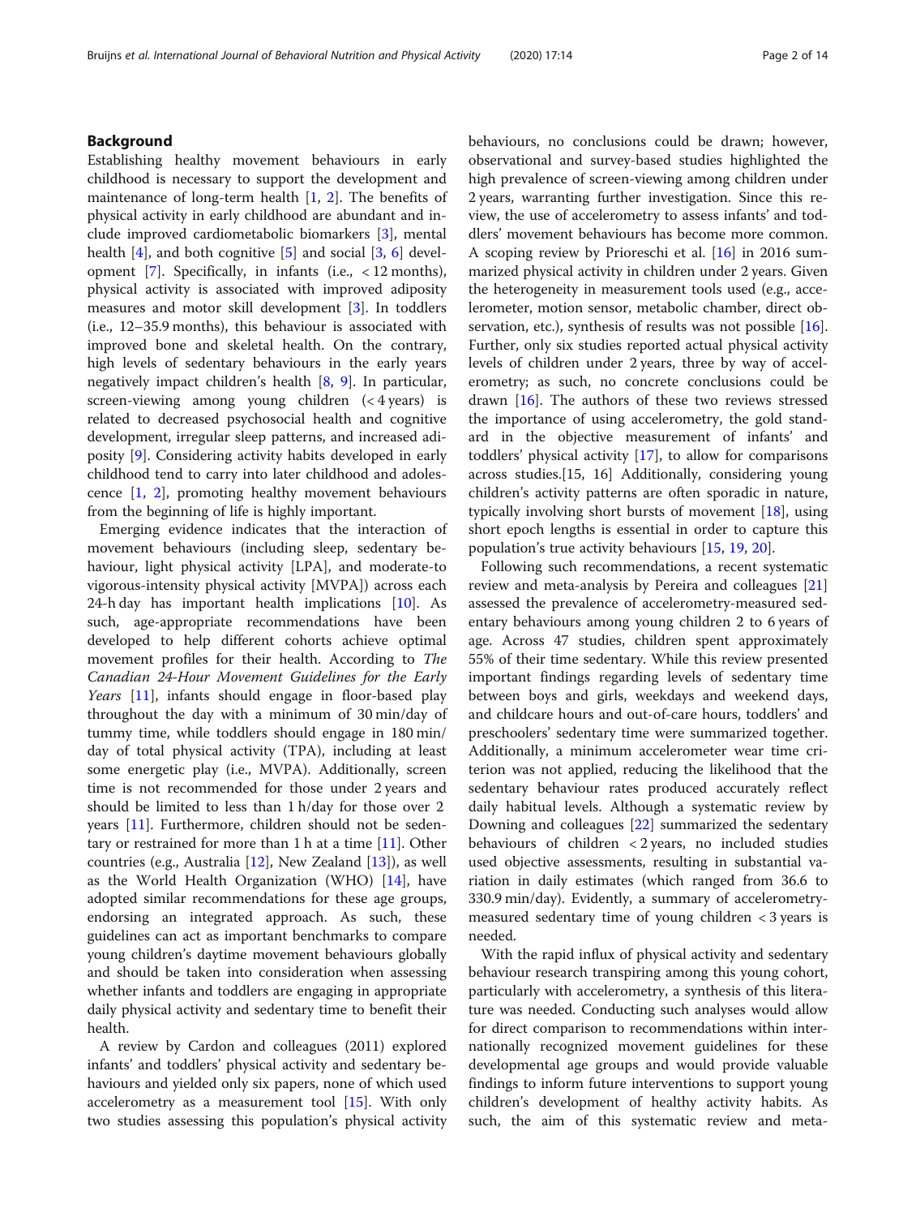## Background

Establishing healthy movement behaviours in early childhood is necessary to support the development and maintenance of long-term health [1, 2]. The benefits of physical activity in early childhood are abundant and include improved cardiometabolic biomarkers [3], mental health [4], and both cognitive [5] and social [3, 6] development [7]. Specifically, in infants (i.e., < 12 months), physical activity is associated with improved adiposity measures and motor skill development [3]. In toddlers (i.e., 12–35.9 months), this behaviour is associated with improved bone and skeletal health. On the contrary, high levels of sedentary behaviours in the early years negatively impact children's health [8, 9]. In particular, screen-viewing among young children (< 4 years) is related to decreased psychosocial health and cognitive development, irregular sleep patterns, and increased adiposity [9]. Considering activity habits developed in early childhood tend to carry into later childhood and adolescence [1, 2], promoting healthy movement behaviours from the beginning of life is highly important.

Emerging evidence indicates that the interaction of movement behaviours (including sleep, sedentary behaviour, light physical activity [LPA], and moderate-to vigorous-intensity physical activity [MVPA]) across each 24-h day has important health implications [10]. As such, age-appropriate recommendations have been developed to help different cohorts achieve optimal movement profiles for their health. According to *The Canadian 24-Hour Movement Guidelines for the Early Years* [11], infants should engage in floor-based play throughout the day with a minimum of 30 min/day of tummy time, while toddlers should engage in 180 min/day of total physical activity (TPA), including at least some energetic play (i.e., MVPA). Additionally, screen time is not recommended for those under 2 years and should be limited to less than 1 h/day for those over 2 years [11]. Furthermore, children should not be sedentary or restrained for more than 1 h at a time [11]. Other countries (e.g., Australia [12], New Zealand [13]), as well as the World Health Organization (WHO) [14], have adopted similar recommendations for these age groups, endorsing an integrated approach. As such, these guidelines can act as important benchmarks to compare young children's daytime movement behaviours globally and should be taken into consideration when assessing whether infants and toddlers are engaging in appropriate daily physical activity and sedentary time to benefit their health.

A review by Cardon and colleagues (2011) explored infants' and toddlers' physical activity and sedentary behaviours and yielded only six papers, none of which used accelerometry as a measurement tool [15]. With only two studies assessing this population's physical activity behaviours, no conclusions could be drawn; however, observational and survey-based studies highlighted the high prevalence of screen-viewing among children under 2 years, warranting further investigation. Since this review, the use of accelerometry to assess infants' and toddlers' movement behaviours has become more common. A scoping review by Prioreschi et al. [16] in 2016 summarized physical activity in children under 2 years. Given the heterogeneity in measurement tools used (e.g., accelerometer, motion sensor, metabolic chamber, direct observation, etc.), synthesis of results was not possible [16]. Further, only six studies reported actual physical activity levels of children under 2 years, three by way of accelerometry; as such, no concrete conclusions could be drawn [16]. The authors of these two reviews stressed the importance of using accelerometry, the gold standard in the objective measurement of infants' and toddlers' physical activity [17], to allow for comparisons across studies.[15, 16] Additionally, considering young children's activity patterns are often sporadic in nature, typically involving short bursts of movement [18], using short epoch lengths is essential in order to capture this population's true activity behaviours [15, 19, 20].

Following such recommendations, a recent systematic review and meta-analysis by Pereira and colleagues [21] assessed the prevalence of accelerometry-measured sedentary behaviours among young children 2 to 6 years of age. Across 47 studies, children spent approximately 55% of their time sedentary. While this review presented important findings regarding levels of sedentary time between boys and girls, weekdays and weekend days, and childcare hours and out-of-care hours, toddlers' and preschoolers' sedentary time were summarized together. Additionally, a minimum accelerometer wear time criterion was not applied, reducing the likelihood that the sedentary behaviour rates produced accurately reflect daily habitual levels. Although a systematic review by Downing and colleagues [22] summarized the sedentary behaviours of children < 2 years, no included studies used objective assessments, resulting in substantial variation in daily estimates (which ranged from 36.6 to 330.9 min/day). Evidently, a summary of accelerometry-measured sedentary time of young children < 3 years is needed.

With the rapid influx of physical activity and sedentary behaviour research transpiring among this young cohort, particularly with accelerometry, a synthesis of this literature was needed. Conducting such analyses would allow for direct comparison to recommendations within internationally recognized movement guidelines for these developmental age groups and would provide valuable findings to inform future interventions to support young children's development of healthy activity habits. As such, the aim of this systematic review and meta-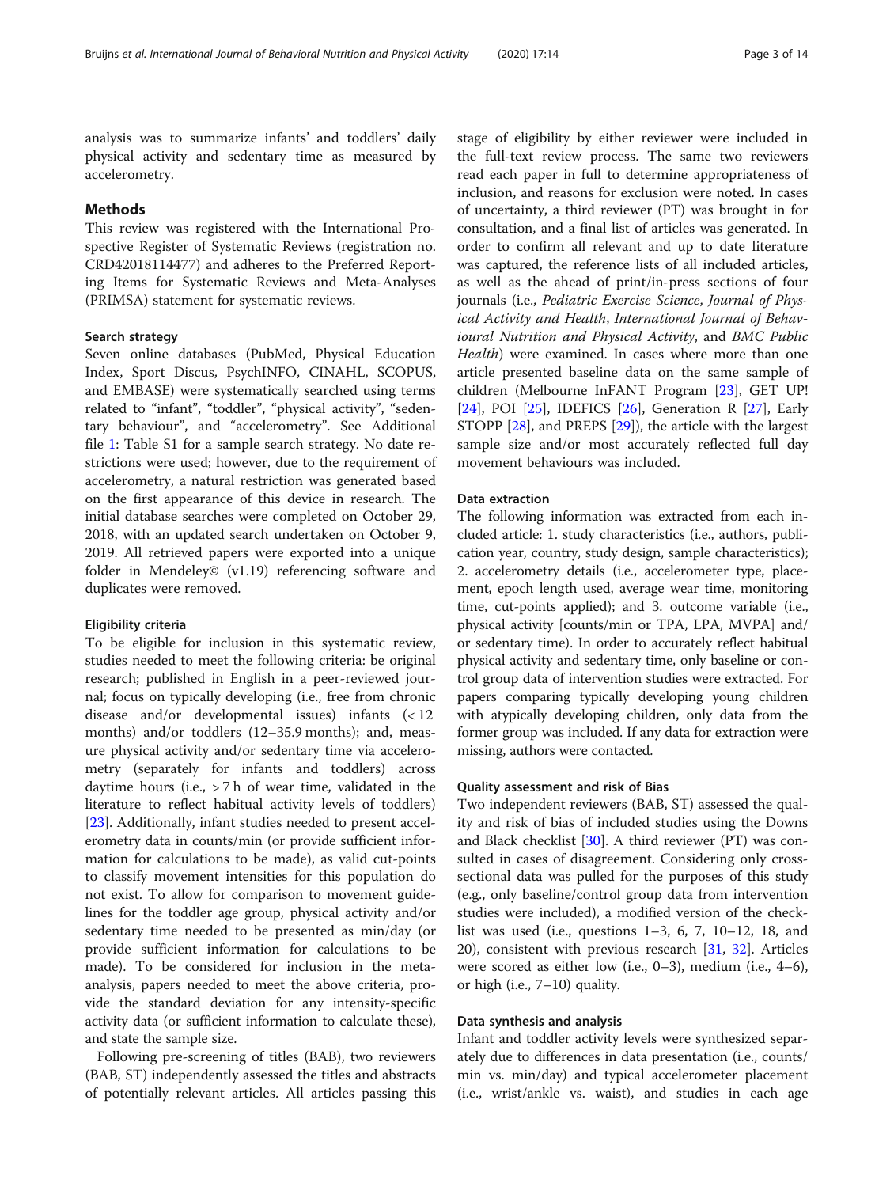analysis was to summarize infants' and toddlers' daily physical activity and sedentary time as measured by accelerometry.

## Methods

This review was registered with the International Prospective Register of Systematic Reviews (registration no. CRD42018114477) and adheres to the Preferred Reporting Items for Systematic Reviews and Meta-Analyses (PRIMSA) statement for systematic reviews.

### Search strategy

Seven online databases (PubMed, Physical Education Index, Sport Discus, PsychINFO, CINAHL, SCOPUS, and EMBASE) were systematically searched using terms related to "infant", "toddler", "physical activity", "sedentary behaviour", and "accelerometry". See Additional file 1: Table S1 for a sample search strategy. No date restrictions were used; however, due to the requirement of accelerometry, a natural restriction was generated based on the first appearance of this device in research. The initial database searches were completed on October 29, 2018, with an updated search undertaken on October 9, 2019. All retrieved papers were exported into a unique folder in Mendeley© (v1.19) referencing software and duplicates were removed.

### Eligibility criteria

To be eligible for inclusion in this systematic review, studies needed to meet the following criteria: be original research; published in English in a peer-reviewed journal; focus on typically developing (i.e., free from chronic disease and/or developmental issues) infants (< 12 months) and/or toddlers (12–35.9 months); and, measure physical activity and/or sedentary time via accelerometry (separately for infants and toddlers) across daytime hours (i.e., > 7 h of wear time, validated in the literature to reflect habitual activity levels of toddlers) [23]. Additionally, infant studies needed to present accelerometry data in counts/min (or provide sufficient information for calculations to be made), as valid cut-points to classify movement intensities for this population do not exist. To allow for comparison to movement guidelines for the toddler age group, physical activity and/or sedentary time needed to be presented as min/day (or provide sufficient information for calculations to be made). To be considered for inclusion in the meta-analysis, papers needed to meet the above criteria, provide the standard deviation for any intensity-specific activity data (or sufficient information to calculate these), and state the sample size.

Following pre-screening of titles (BAB), two reviewers (BAB, ST) independently assessed the titles and abstracts of potentially relevant articles. All articles passing this stage of eligibility by either reviewer were included in the full-text review process. The same two reviewers read each paper in full to determine appropriateness of inclusion, and reasons for exclusion were noted. In cases of uncertainty, a third reviewer (PT) was brought in for consultation, and a final list of articles was generated. In order to confirm all relevant and up to date literature was captured, the reference lists of all included articles, as well as the ahead of print/in-press sections of four journals (i.e., *Pediatric Exercise Science*, *Journal of Physical Activity and Health*, *International Journal of Behavioural Nutrition and Physical Activity*, and *BMC Public Health*) were examined. In cases where more than one article presented baseline data on the same sample of children (Melbourne InFANT Program [23], GET UP! [24], POI [25], IDEFICS [26], Generation R [27], Early STOPP [28], and PREPS [29]), the article with the largest sample size and/or most accurately reflected full day movement behaviours was included.

### Data extraction

The following information was extracted from each included article: 1. study characteristics (i.e., authors, publication year, country, study design, sample characteristics); 2. accelerometry details (i.e., accelerometer type, placement, epoch length used, average wear time, monitoring time, cut-points applied); and 3. outcome variable (i.e., physical activity [counts/min or TPA, LPA, MVPA] and/or sedentary time). In order to accurately reflect habitual physical activity and sedentary time, only baseline or control group data of intervention studies were extracted. For papers comparing typically developing young children with atypically developing children, only data from the former group was included. If any data for extraction were missing, authors were contacted.

### Quality assessment and risk of Bias

Two independent reviewers (BAB, ST) assessed the quality and risk of bias of included studies using the Downs and Black checklist [30]. A third reviewer (PT) was consulted in cases of disagreement. Considering only cross-sectional data was pulled for the purposes of this study (e.g., only baseline/control group data from intervention studies were included), a modified version of the checklist was used (i.e., questions 1–3, 6, 7, 10–12, 18, and 20), consistent with previous research [31, 32]. Articles were scored as either low (i.e., 0–3), medium (i.e., 4–6), or high (i.e., 7–10) quality.

### Data synthesis and analysis

Infant and toddler activity levels were synthesized separately due to differences in data presentation (i.e., counts/min vs. min/day) and typical accelerometer placement (i.e., wrist/ankle vs. waist), and studies in each age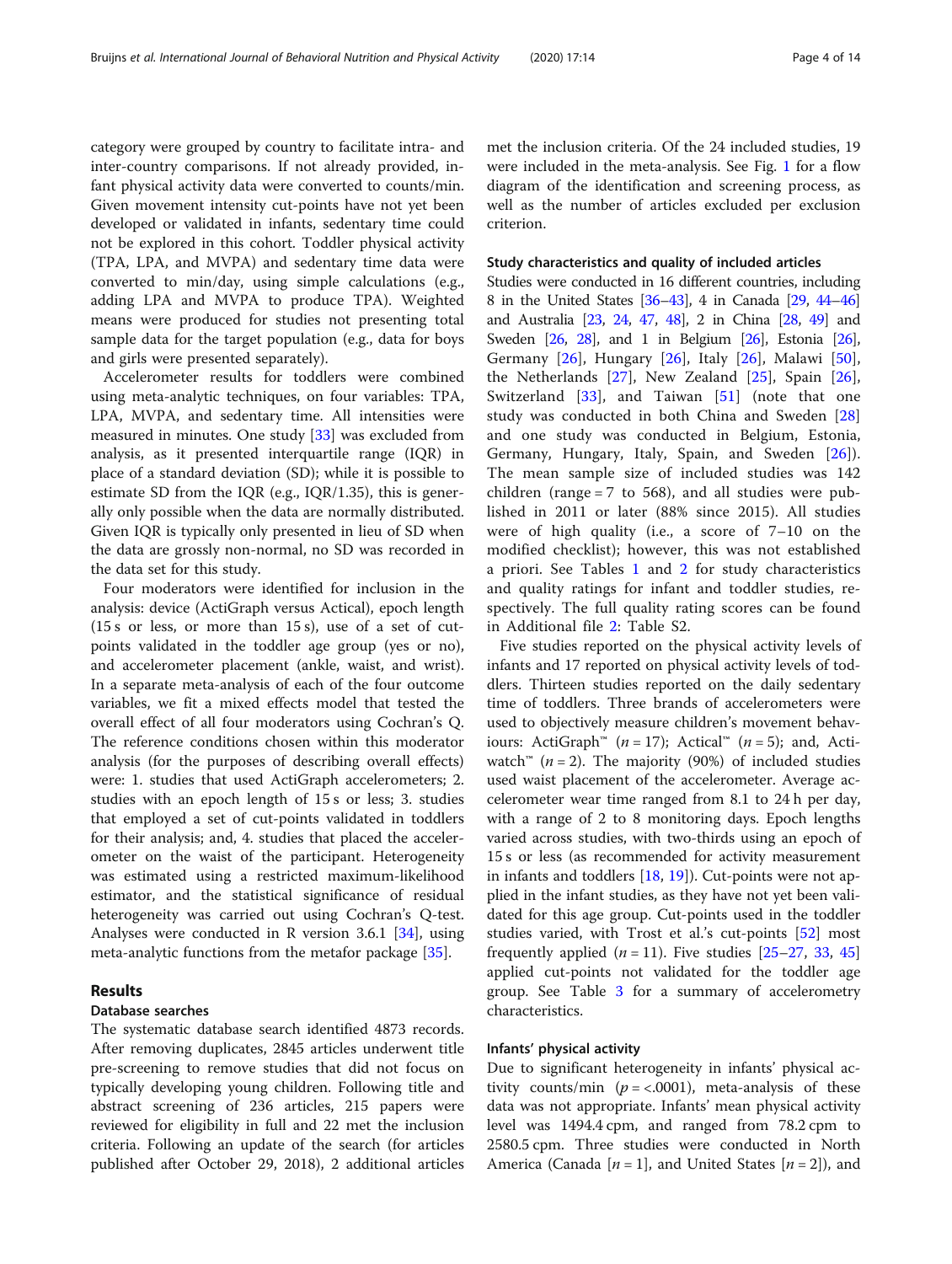category were grouped by country to facilitate intra- and inter-country comparisons. If not already provided, infant physical activity data were converted to counts/min. Given movement intensity cut-points have not yet been developed or validated in infants, sedentary time could not be explored in this cohort. Toddler physical activity (TPA, LPA, and MVPA) and sedentary time data were converted to min/day, using simple calculations (e.g., adding LPA and MVPA to produce TPA). Weighted means were produced for studies not presenting total sample data for the target population (e.g., data for boys and girls were presented separately).

Accelerometer results for toddlers were combined using meta-analytic techniques, on four variables: TPA, LPA, MVPA, and sedentary time. All intensities were measured in minutes. One study [33] was excluded from analysis, as it presented interquartile range (IQR) in place of a standard deviation (SD); while it is possible to estimate SD from the IQR (e.g., IQR/1.35), this is generally only possible when the data are normally distributed. Given IQR is typically only presented in lieu of SD when the data are grossly non-normal, no SD was recorded in the data set for this study.

Four moderators were identified for inclusion in the analysis: device (ActiGraph versus Actical), epoch length (15 s or less, or more than 15 s), use of a set of cut-points validated in the toddler age group (yes or no), and accelerometer placement (ankle, waist, and wrist). In a separate meta-analysis of each of the four outcome variables, we fit a mixed effects model that tested the overall effect of all four moderators using Cochran's Q. The reference conditions chosen within this moderator analysis (for the purposes of describing overall effects) were: 1. studies that used ActiGraph accelerometers; 2. studies with an epoch length of 15 s or less; 3. studies that employed a set of cut-points validated in toddlers for their analysis; and, 4. studies that placed the accelerometer on the waist of the participant. Heterogeneity was estimated using a restricted maximum-likelihood estimator, and the statistical significance of residual heterogeneity was carried out using Cochran's Q-test. Analyses were conducted in R version 3.6.1 [34], using meta-analytic functions from the metafor package [35].

## Results

### Database searches

The systematic database search identified 4873 records. After removing duplicates, 2845 articles underwent title pre-screening to remove studies that did not focus on typically developing young children. Following title and abstract screening of 236 articles, 215 papers were reviewed for eligibility in full and 22 met the inclusion criteria. Following an update of the search (for articles published after October 29, 2018), 2 additional articles met the inclusion criteria. Of the 24 included studies, 19 were included in the meta-analysis. See Fig. 1 for a flow diagram of the identification and screening process, as well as the number of articles excluded per exclusion criterion.

### Study characteristics and quality of included articles

Studies were conducted in 16 different countries, including 8 in the United States [36–43], 4 in Canada [29, 44–46] and Australia [23, 24, 47, 48], 2 in China [28, 49] and Sweden [26, 28], and 1 in Belgium [26], Estonia [26], Germany [26], Hungary [26], Italy [26], Malawi [50], the Netherlands [27], New Zealand [25], Spain [26], Switzerland [33], and Taiwan [51] (note that one study was conducted in both China and Sweden [28] and one study was conducted in Belgium, Estonia, Germany, Hungary, Italy, Spain, and Sweden [26]). The mean sample size of included studies was 142 children (range = 7 to 568), and all studies were published in 2011 or later (88% since 2015). All studies were of high quality (i.e., a score of 7–10 on the modified checklist); however, this was not established a priori. See Tables 1 and 2 for study characteristics and quality ratings for infant and toddler studies, respectively. The full quality rating scores can be found in Additional file 2: Table S2.

Five studies reported on the physical activity levels of infants and 17 reported on physical activity levels of toddlers. Thirteen studies reported on the daily sedentary time of toddlers. Three brands of accelerometers were used to objectively measure children's movement behaviours: ActiGraph™ ($n = 17$); Actical™ ($n = 5$); and, Actiwatch™ ($n = 2$). The majority (90%) of included studies used waist placement of the accelerometer. Average accelerometer wear time ranged from 8.1 to 24 h per day, with a range of 2 to 8 monitoring days. Epoch lengths varied across studies, with two-thirds using an epoch of 15 s or less (as recommended for activity measurement in infants and toddlers [18, 19]). Cut-points were not applied in the infant studies, as they have not yet been validated for this age group. Cut-points used in the toddler studies varied, with Trost et al.'s cut-points [52] most frequently applied ($n = 11$). Five studies [25–27, 33, 45] applied cut-points not validated for the toddler age group. See Table 3 for a summary of accelerometry characteristics.

### Infants' physical activity

Due to significant heterogeneity in infants' physical activity counts/min ($p = <.0001$), meta-analysis of these data was not appropriate. Infants' mean physical activity level was 1494.4 cpm, and ranged from 78.2 cpm to 2580.5 cpm. Three studies were conducted in North America (Canada [$n = 1$], and United States [$n = 2$]), and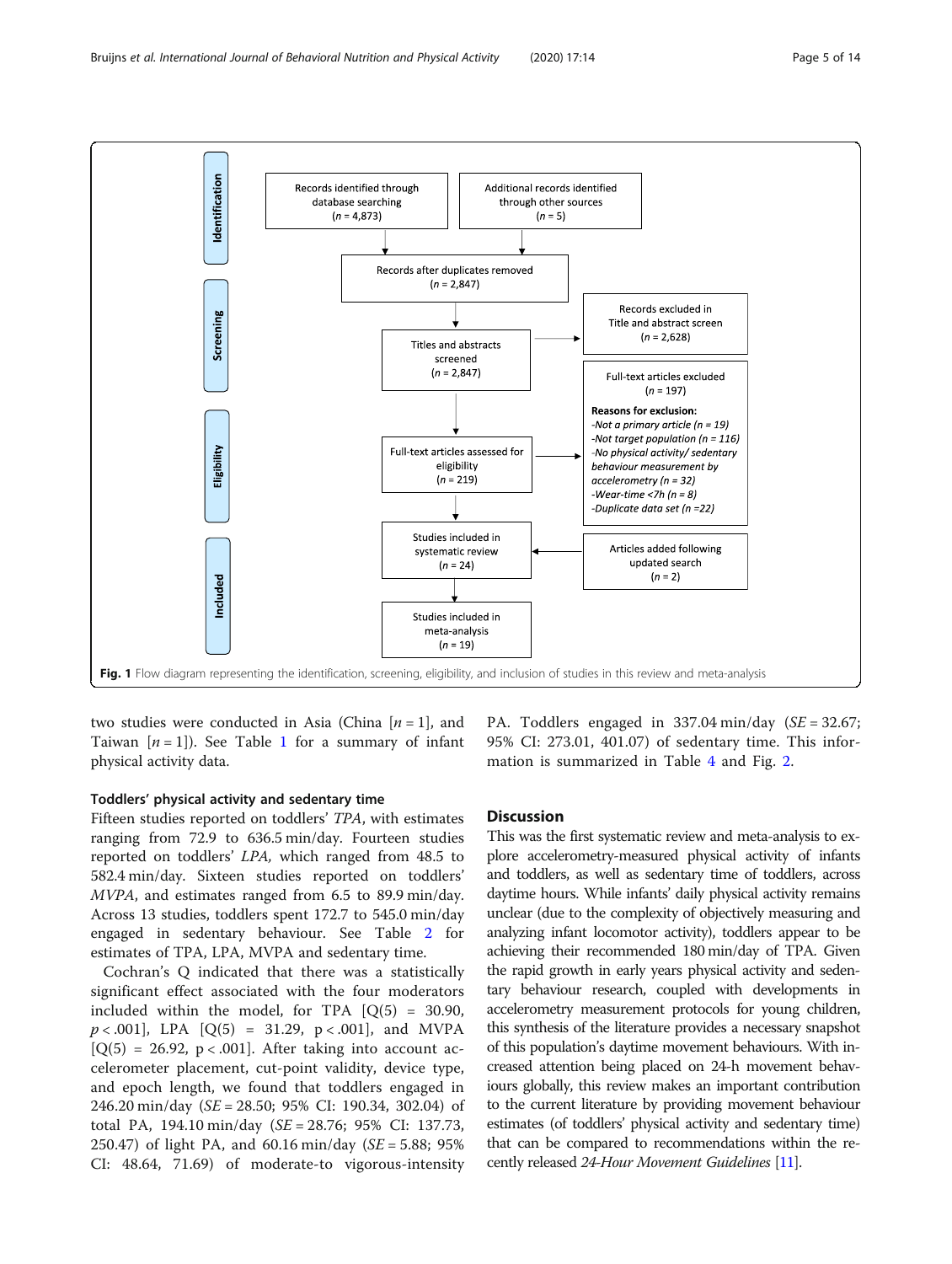Records identified through database searching ($n$ = 4,873)

Additional records identified through other sources ($n$ = 5)

Records after duplicates removed ($n$ = 2,847)

Titles and abstracts screened ($n$ = 2,847)

Records excluded in Title and abstract screen ($n$ = 2,628)

Full-text articles assessed for eligibility ($n$ = 219)

Full-text articles excluded ($n$ = 197)

**Reasons for exclusion:**
- *Not a primary article (n = 19)*
- *Not target population (n = 116)*
- *No physical activity/ sedentary behaviour measurement by accelerometry (n = 32)*
- *Wear-time <7h (n = 8)*
- *Duplicate data set (n =22)*

Studies included in systematic review ($n$ = 24)

Articles added following updated search ($n$ = 2)

Studies included in meta-analysis ($n$ = 19)

**Fig. 1** Flow diagram representing the identification, screening, eligibility, and inclusion of studies in this review and meta-analysis

two studies were conducted in Asia (China [$n = 1$], and Taiwan [$n = 1$]). See Table 1 for a summary of infant physical activity data.

### Toddlers' physical activity and sedentary time

Fifteen studies reported on toddlers' *TPA*, with estimates ranging from 72.9 to 636.5 min/day. Fourteen studies reported on toddlers' *LPA*, which ranged from 48.5 to 582.4 min/day. Sixteen studies reported on toddlers' *MVPA*, and estimates ranged from 6.5 to 89.9 min/day. Across 13 studies, toddlers spent 172.7 to 545.0 min/day engaged in sedentary behaviour. See Table 2 for estimates of TPA, LPA, MVPA and sedentary time.

Cochran's Q indicated that there was a statistically significant effect associated with the four moderators included within the model, for TPA [$Q(5) = 30.90$, $p < .001$], LPA [$Q(5) = 31.29$, $p < .001$], and MVPA [$Q(5) = 26.92$, $p < .001$]. After taking into account accelerometer placement, cut-point validity, device type, and epoch length, we found that toddlers engaged in 246.20 min/day ($SE$ = 28.50; 95% CI: 190.34, 302.04) of total PA, 194.10 min/day ($SE$ = 28.76; 95% CI: 137.73, 250.47) of light PA, and 60.16 min/day ($SE$ = 5.88; 95% CI: 48.64, 71.69) of moderate-to vigorous-intensity PA. Toddlers engaged in 337.04 min/day ($SE$ = 32.67; 95% CI: 273.01, 401.07) of sedentary time. This information is summarized in Table 4 and Fig. 2.

## Discussion

This was the first systematic review and meta-analysis to explore accelerometry-measured physical activity of infants and toddlers, as well as sedentary time of toddlers, across daytime hours. While infants' daily physical activity remains unclear (due to the complexity of objectively measuring and analyzing infant locomotor activity), toddlers appear to be achieving their recommended 180 min/day of TPA. Given the rapid growth in early years physical activity and sedentary behaviour research, coupled with developments in accelerometry measurement protocols for young children, this synthesis of the literature provides a necessary snapshot of this population's daytime movement behaviours. With increased attention being placed on 24-h movement behaviours globally, this review makes an important contribution to the current literature by providing movement behaviour estimates (of toddlers' physical activity and sedentary time) that can be compared to recommendations within the recently released *24-Hour Movement Guidelines* [11].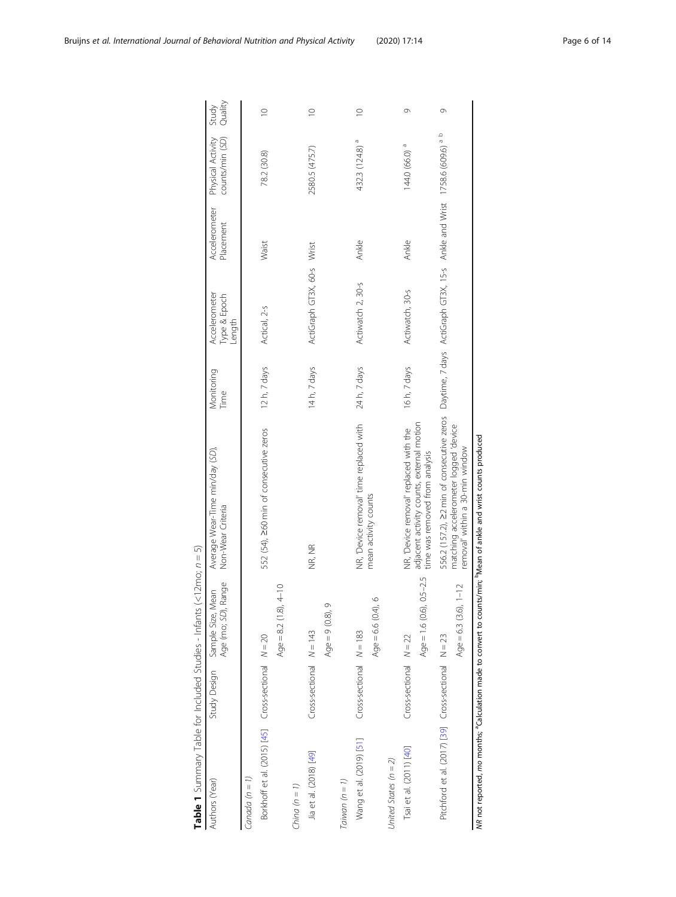**Table 1** Summary Table for Included Studies - Infants (<12mo; *n* = 5)

| Authors (Year) | Study Design | Sample Size, Mean Age (mo; *SD*), Range | Average Wear-Time min/day (*SD*), Non-Wear Criteria | Monitoring Time | Accelerometer Type & Epoch Length | Accelerometer Placement | Physical Activity counts/min (*SD*) | Study Quality |
|---|---|---|---|---|---|---|---|---|
| *Canada (n = 1)* | | | | | | | | |
| Borkhoff et al. (2015) [45] | Cross-sectional | *N* = 20; Age = 8.2 (1.8), 4–10 | 552 (54), ≥60 min of consecutive zeros | 12 h, 7 days | Actical, 2-s | Waist | 78.2 (30.8) | 10 |
| *China (n = 1)* | | | | | | | | |
| Jia et al. (2018) [49] | Cross-sectional | *N* = 143; Age = 9 (0.8), 9 | NR, NR | 14 h, 7 days | ActiGraph GT3X, 60-s | Wrist | 2580.5 (475.7) | 10 |
| *Taiwan (n = 1)* | | | | | | | | |
| Wang et al. (2019) [51] | Cross-sectional | *N* = 183; Age = 6.6 (0.4), 6 | NR, 'Device removal' time replaced with mean activity counts | 24 h, 7 days | Actiwatch 2, 30-s | Ankle | 432.3 (124.8) [a] | 10 |
| *United States (n = 2)* | | | | | | | | |
| Tsai et al. (2011) [40] | Cross-sectional | *N* = 22; Age = 1.6 (0.6), 0.5–2.5 | NR, 'Device removal' replaced with the adjacent activity counts, external motion time was removed from analysis | 16 h, 7 days | Actiwatch, 30-s | Ankle | 144.0 (66.0) [a] | 9 |
| Pitchford et al. (2017) [39] | Cross-sectional | N = 23; Age = 6.3 (3.6), 1–12 | 556.2 (157.2), ≥2 min of consecutive zeros matching accelerometer logged 'device removal' within a 30-min window | Daytime, 7 days | ActiGraph GT3X, 15-s | Ankle and Wrist | 1758.6 (609.6) [a b] | 9 |

*NR* not reported, *mo* months; [a]Calculation made to convert to counts/min; [b]Mean of ankle and wrist counts produced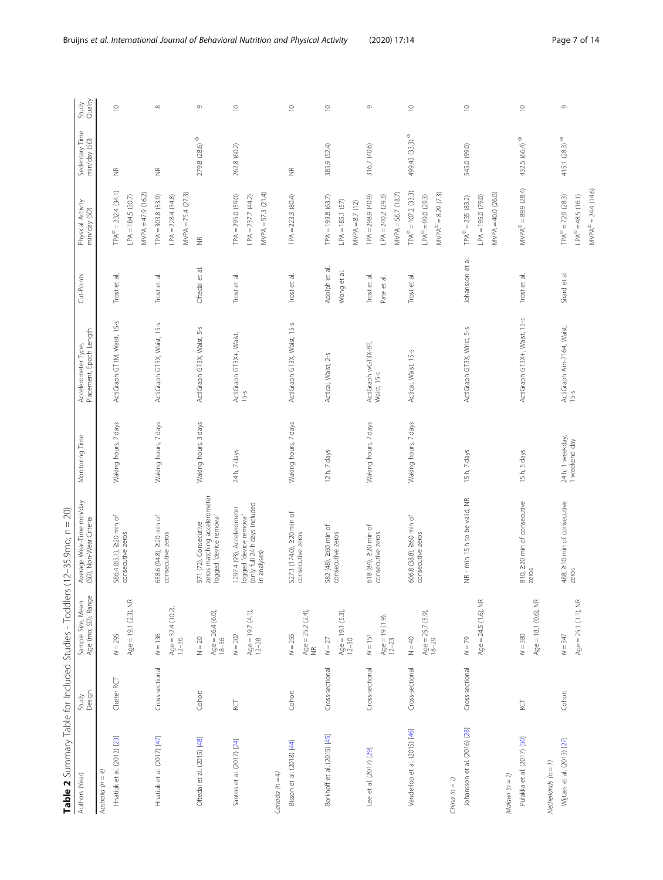**Table 2** Summary Table for Included Studies - Toddlers (12–35.9mo; n = 20)

| Authors (Year) | Study Design | Sample Size, Mean Age (mo; *SD*), Range | Average Wear-Time min/day (*SD*), Non-Wear Criteria | Monitoring Time | Accelerometer Type, Placement, Epoch Length | Cut-Points | Physical Activity min/day (*SD*) | Sedentary Time min/day (*SD*) | Study Quality |
|---|---|---|---|---|---|---|---|---|---|
| *Australia (n = 4)* | | | | | | | | | |
| Hnatiuk et al. (2012) [23] | Cluster RCT | N = 295<br>Age = 19.1 (2.3), NR | 586.4 (65.1), ≥20 min of consecutive zeros | Waking hours, 7 days | ActiGraph GT1M, Waist, 15-s | Trost et al. | TPA[Φ] = 232.4 (34.1)<br>LPA = 184.5 (30.7)<br>MVPA = 47.9 (16.2) | NR | 10 |
| Hnatiuk et al. (2017) [47] | Cross-sectional | N = 136<br>Age = 32.4 (10.2), 12–36 | 658.6 (94.8), ≥20 min of consecutive zeros | Waking hours, 7 days | ActiGraph GT3X, Waist, 15-s | Trost et al. | TPA = 303.8 (53.9)<br>LPA = 228.4 (34.8)<br>MVPA = 75.4 (27.3) | NR | 8 |
| Oftedal et al. (2015) [48] | Cohort | N = 20<br>Age = 26.4 (6.0), 18–36 | 571 (72), Consecutive zeros matching accelerometer logged 'device removal' | Waking hours, 3 days | ActiGraph GT3X, Waist, 5-s | Oftedal et al. | NR | 279.8 (28.6)[Φ] | 9 |
| Santos et al. (2017) [24] | RCT | N = 202<br>Age = 19.7 (4.1), 12–28 | 1297.4 (93). Accelerometer logged 'device removal' (only full 24 h days included in analyses) | 24 h, 7 days | ActiGraph GT3X+, Waist, 15-s | Trost et al. | TPA = 295.0 (59.0)<br>LPA = 237.7 (44.2)<br>MVPA = 57.3 (21.4) | 262.8 (60.2) | 10 |
| *Canada (n = 4)* | | | | | | | | | |
| Bisson et al. (2018) [44] | Cohort | N = 255<br>Age = 25.2 (2.4), NR | 527.1 (174.0), ≥20 min of consecutive zeros | Waking hours, 7 days | ActiGraph GT3X, Waist, 15-s | Trost et al. | TPA = 223.3 (80.4) | NR | 10 |
| Borkhoff et al. (2015) [45] | Cross-sectional | N = 27<br>Age = 19.1 (5.3), 12–30 | 582 (48), ≥60 min of consecutive zeros | 12 h, 7 days | Actical, Waist, 2-s | Adolph et al.<br>Wong et al. | TPA = 193.8 (63.7)<br>LPA = 185.1 (57)<br>MVPA = 8.7 (12) | 385.9 (52.4) | 10 |
| Lee et al. (2017) [29] | Cross-sectional | N = 151<br>Age = 19 (1.9), 12–23 | 618 (84), ≥20 min of consecutive zeros | Waking hours, 7 days | ActiGraph wGT3X-BT, Waist, 15-s | Trost et al.<br>Pate et al. | TPA = 298.9 (40.9)<br>LPA = 240.2 (29.3)<br>MVPA = 58.7 (18.7) | 316.7 (40.6) | 9 |
| Vanderloo et al. (2015) [46] | Cross-sectional | N = 40<br>Age = 25.7 (5.9), 18–29 | 606.8 (38.8), ≥60 min of consecutive zeros | Waking hours, 7 days | Actical, Waist, 15-s | Trost et al. | TPA[Φ] = 107.2 (33.3)<br>LPA[Φ] = 99.0 (29.3)<br>MVPA[Φ] = 8.29 (7.3) | 499.43 (33.3)[Φ] | 10 |
| *China (n = 1)* | | | | | | | | | |
| Johansson et al. (2016) [28] | Cross-sectional | N = 79<br>Age = 24.5 (1.6), NR | NR - min 15 h to be valid, NR | 15 h, 7 days | ActiGraph GT3X, Wrist, 5-s | Johansson et al. | TPA[Φ] = 235 (83.2)<br>LPA = 195.0 (79.0)<br>MVPA = 40.0 (26.0) | 545.0 (99.0) | 10 |
| *Malawi (n = 1)* | | | | | | | | | |
| Pulakka et al. (2017) [50] | RCT | N = 380<br>Age = 18.1 (0.6), NR | 810, ≥20 min of consecutive zeros | 15 h, 5 days | ActiGraph GT3X+, Waist, 15-s | Trost et al. | MVPA[Φ] = 89.9 (28.4) | 432.5 (66.4)[Φ] | 10 |
| *Netherlands (n = 1)* | | | | | | | | | |
| Wijtzes et al. (2013) [27] | Cohort | N = 347<br>Age = 25.1 (1.1), NR | 488, ≥10 min of consecutive zeros | 24 h, 1 weekday, 1 weekend day | ActiGraph Am-7164, Waist, 15-s | Sirard et al. | TPA[Φ] = 72.9 (28.3)<br>LPA[Φ] = 48.5 (16.1)<br>MVPA[Φ] = 24.4 (14.6) | 415.1 (28.3)[Φ] | 9 |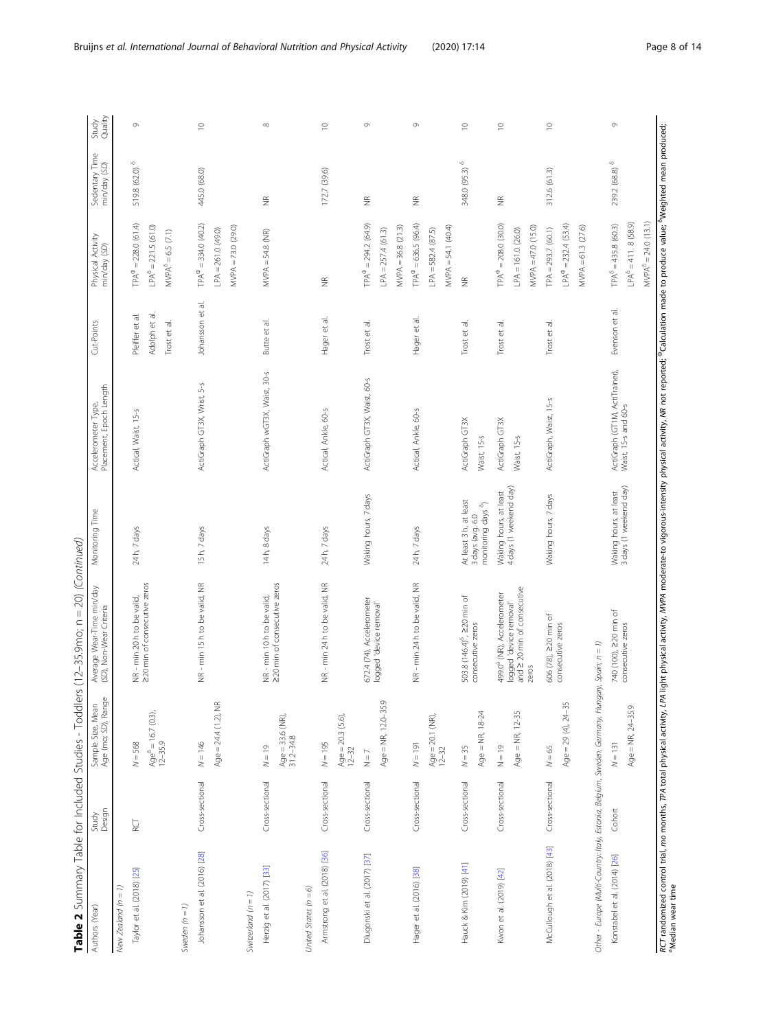**Table 2** Summary Table for Included Studies - Toddlers (12–35.9mo; n = 20) *(Continued)*

| Authors (Year) | Study Design | Sample Size, Mean Age (mo; SD), Range | Average Wear-Time min/day (SD), Non-Wear Criteria | Monitoring Time | Accelerometer Type, Placement, Epoch Length | Cut-Points | Physical Activity min/day (SD) | Sedentary Time min/day (SD) | Study Quality |
|---|---|---|---|---|---|---|---|---|---|
| *New Zealand (n = 1)* | | | | | | | | | |
| Taylor et al. (2018) [25] | RCT | N = 568<br>Age[δ] = 16.7 (0.3), 12–35.9 | NR - min 20 h to be valid, ≥20 min of consecutive zeros | 24 h, 7 days | Actical, Waist, 15-s | Pfeiffer et al.<br>Adolph et al.<br>Trost et al. | TPA[Φ] = 228.0 (61.4)<br>LPA[δ] = 221.5 (61.0)<br>MVPA[δ] = 6.5 (7.1) | 519.8 (62.0) [δ] | 9 |
| *Sweden (n = 1)* | | | | | | | | | |
| Johansson et al. (2016) [28] | Cross-sectional | N = 146<br>Age = 24.4 (1.2), NR | NR - min 15 h to be valid, NR | 15 h, 7 days | ActiGraph GT3X, Wrist, 5-s | Johansson et al. | TPA[Φ] = 334.0 (40.2)<br>LPA = 261.0 (49.0)<br>MVPA = 73.0 (29.0) | 445.0 (68.0) | 10 |
| *Switzerland (n = 1)* | | | | | | | | | |
| Herzig et al. (2017) [33] | Cross-sectional | N = 19<br>Age = 33.6 (NR), 31.2–34.8 | NR - min 10 h to be valid, ≥20 min of consecutive zeros | 14 h, 8 days | ActiGraph wGT3X, Waist, 30-s | Butte et al. | MVPA = 54.8 (NR) | NR | 8 |
| *United States (n = 6)* | | | | | | | | | |
| Armstrong et al. (2018) [36] | Cross-sectional | N = 195<br>Age = 20.3 (5.6), 12–32 | NR - min 24 h to be valid, NR | 24 h, 7 days | Actical, Ankle, 60-s | Hager et al. | NR | 172.7 (39.6) | 10 |
| Dlugonski et al. (2017) [37] | Cross-sectional | N = 7<br>Age = NR, 12.0–35.9 | 672.4 (74), Accelerometer logged 'device removal' | Waking hours, 7 days | ActiGraph GT3X, Waist, 60-s | Trost et al. | TPA[Φ] = 294.2 (64.9)<br>LPA = 257.4 (61.3)<br>MVPA = 36.8 (21.3) | NR | 9 |
| Hager et al. (2016) [38] | Cross-sectional | N = 191<br>Age = 20.1 (NR), 12–32 | NR - min 24 h to be valid, NR | 24 h, 7 days | Actical, Ankle, 60-s | Hager et al. | TPA[Φ] = 636.5 (96.4)<br>LPA = 582.4 (87.5)<br>MVPA = 54.1 (40.4) | NR | 9 |
| Hauck & Kim (2019) [41] | Cross-sectional | N = 35<br>Age = NR, 18–24 | 503.8 (146.4)[δ], ≥20 min of consecutive zeros | At least 3 h, at least 3 days (avg. 6.0 monitoring days [δ]) | ActiGraph GT3X<br>Waist, 15-s | Trost et al. | NR | 348.0 (95.3) [δ] | 10 |
| Kwon et al. (2019) [42] | Cross-sectional | N = 19<br>Age = NR, 12–35 | 499.0[a] (NR), Accelerometer logged 'device removal' and ≥ 20 min of consecutive zeros | Waking hours, at least 4 days (1 weekend day) | ActiGraph GT3X<br>Waist, 15-s | Trost et al. | TPA[Φ] = 208.0 (30.0)<br>LPA = 161.0 (26.0)<br>MVPA = 47.0 (15.0) | NR | 10 |
| McCullough et al. (2018) [43] | Cross-sectional | N = 65<br>Age = 29 (4), 24–35 | 606 (78), ≥20 min of consecutive zeros | Waking hours, 7 days | ActiGraph, Waist, 15-s | Trost et al. | TPA = 293.7 (60.1)<br>LPA[Φ] = 232.4 (53.4)<br>MVPA = 61.3 (27.6) | 312.6 (61.3) | 10 |
| *Other - Europe (Multi-Country: Italy, Estonia, Belgium, Sweden, Germany, Hungary, Spain; n = 1)* | | | | | | | | | |
| Konstabel et al. (2014) [26] | Cohort | N = 131<br>Age = NR, 24–35.9 | 740 (100), ≥20 min of consecutive zeros | Waking hours, at least 3 days (1 weekend day) | ActiGraph (GT1M, ActiTrainer), Waist, 15-s and 60-s | Evenson et al. | TPA[δ] = 435.8 (60.3)<br>LPA[δ] = 411. 8 (58.9)<br>MVPA[δ] = 24.0 (13.1) | 239.2 (68.8) [δ] | 9 |

*RCT* randomized control trial, *mo* months, *TPA* total physical activity, *LPA* light physical activity, *MVPA* moderate-to vigorous-intensity physical activity, *NR* not reported; [Φ]Calculation made to produce value; [δ]Weighted mean produced; [a]Median wear time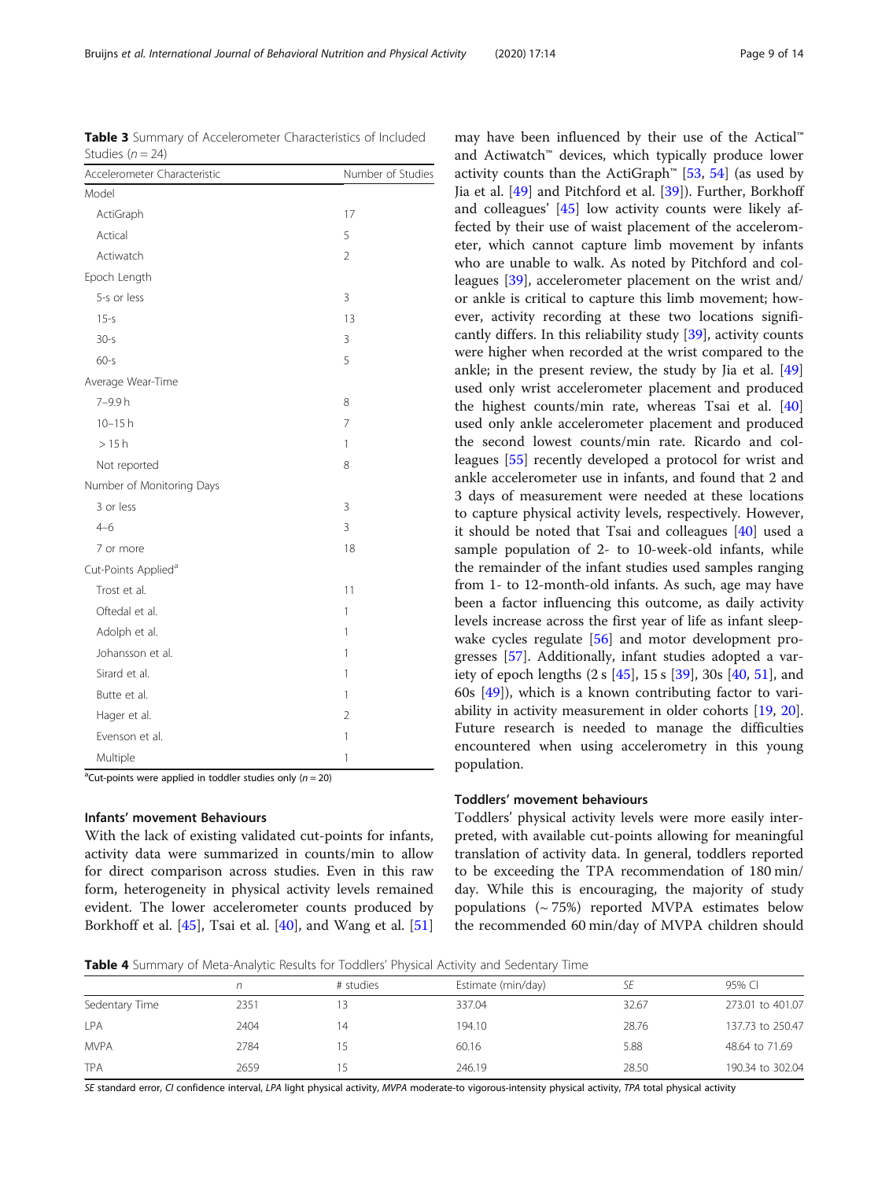**Table 3** Summary of Accelerometer Characteristics of Included Studies ($n = 24$)

| Accelerometer Characteristic | Number of Studies |
|---|---|
| Model | |
| ActiGraph | 17 |
| Actical | 5 |
| Actiwatch | 2 |
| Epoch Length | |
| 5-s or less | 3 |
| 15-s | 13 |
| 30-s | 3 |
| 60-s | 5 |
| Average Wear-Time | |
| 7–9.9 h | 8 |
| 10–15 h | 7 |
| > 15 h | 1 |
| Not reported | 8 |
| Number of Monitoring Days | |
| 3 or less | 3 |
| 4–6 | 3 |
| 7 or more | 18 |
| Cut-Points Applied[a] | |
| Trost et al. | 11 |
| Oftedal et al. | 1 |
| Adolph et al. | 1 |
| Johansson et al. | 1 |
| Sirard et al. | 1 |
| Butte et al. | 1 |
| Hager et al. | 2 |
| Evenson et al. | 1 |
| Multiple | 1 |

[a]Cut-points were applied in toddler studies only ($n = 20$)

### Infants' movement Behaviours

With the lack of existing validated cut-points for infants, activity data were summarized in counts/min to allow for direct comparison across studies. Even in this raw form, heterogeneity in physical activity levels remained evident. The lower accelerometer counts produced by Borkhoff et al. [45], Tsai et al. [40], and Wang et al. [51] may have been influenced by their use of the Actical™ and Actiwatch™ devices, which typically produce lower activity counts than the ActiGraph™ [53, 54] (as used by Jia et al. [49] and Pitchford et al. [39]). Further, Borkhoff and colleagues' [45] low activity counts were likely affected by their use of waist placement of the accelerometer, which cannot capture limb movement by infants who are unable to walk. As noted by Pitchford and colleagues [39], accelerometer placement on the wrist and/or ankle is critical to capture this limb movement; however, activity recording at these two locations significantly differs. In this reliability study [39], activity counts were higher when recorded at the wrist compared to the ankle; in the present review, the study by Jia et al. [49] used only wrist accelerometer placement and produced the highest counts/min rate, whereas Tsai et al. [40] used only ankle accelerometer placement and produced the second lowest counts/min rate. Ricardo and colleagues [55] recently developed a protocol for wrist and ankle accelerometer use in infants, and found that 2 and 3 days of measurement were needed at these locations to capture physical activity levels, respectively. However, it should be noted that Tsai and colleagues [40] used a sample population of 2- to 10-week-old infants, while the remainder of the infant studies used samples ranging from 1- to 12-month-old infants. As such, age may have been a factor influencing this outcome, as daily activity levels increase across the first year of life as infant sleep-wake cycles regulate [56] and motor development progresses [57]. Additionally, infant studies adopted a variety of epoch lengths (2 s [45], 15 s [39], 30s [40, 51], and 60s [49]), which is a known contributing factor to variability in activity measurement in older cohorts [19, 20]. Future research is needed to manage the difficulties encountered when using accelerometry in this young population.

### Toddlers' movement behaviours

Toddlers' physical activity levels were more easily interpreted, with available cut-points allowing for meaningful translation of activity data. In general, toddlers reported to be exceeding the TPA recommendation of 180 min/day. While this is encouraging, the majority of study populations (~ 75%) reported MVPA estimates below the recommended 60 min/day of MVPA children should

**Table 4** Summary of Meta-Analytic Results for Toddlers' Physical Activity and Sedentary Time

| | *n* | # studies | Estimate (min/day) | *SE* | 95% CI |
|---|---|---|---|---|---|
| Sedentary Time | 2351 | 13 | 337.04 | 32.67 | 273.01 to 401.07 |
| LPA | 2404 | 14 | 194.10 | 28.76 | 137.73 to 250.47 |
| MVPA | 2784 | 15 | 60.16 | 5.88 | 48.64 to 71.69 |
| TPA | 2659 | 15 | 246.19 | 28.50 | 190.34 to 302.04 |

*SE* standard error, *CI* confidence interval, *LPA* light physical activity, *MVPA* moderate-to vigorous-intensity physical activity, *TPA* total physical activity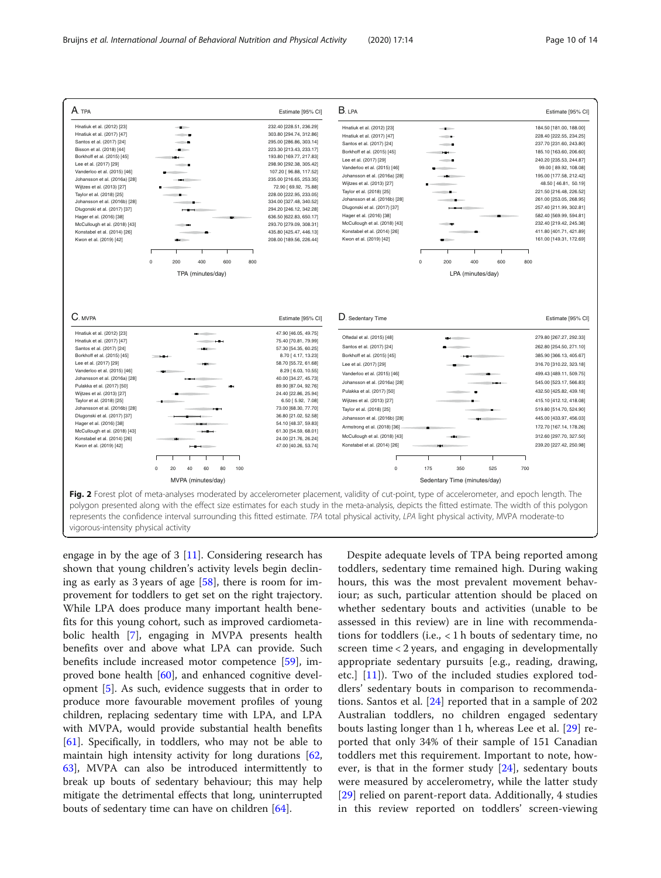| A. TPA | Estimate [95% CI] |
| --- | --- |
| Hnatiuk et al. (2012) [23] | 232.40 [228.51, 236.29] |
| Hnatiuk et al. (2017) [47] | 303.80 [294.74, 312.86] |
| Santos et al. (2017) [24] | 295.00 [286.86, 303.14] |
| Bisson et al. (2018) [44] | 223.30 [213.43, 233.17] |
| Borkhoff et al. (2015) [45] | 193.80 [169.77, 217.83] |
| Lee et al. (2017) [29] | 298.90 [292.38, 305.42] |
| Vanderloo et al. (2015) [46] | 107.20 [ 96.88, 117.52] |
| Johansson et al. (2016a) [28] | 235.00 [216.65, 253.35] |
| Wijtzes et al. (2013) [27] | 72.90 [ 69.92, 75.88] |
| Taylor et al. (2018) [25] | 228.00 [222.95, 233.05] |
| Johansson et al. (2016b) [28] | 334.00 [327.48, 340.52] |
| Dlugonski et al. (2017) [37] | 294.20 [246.12, 342.28] |
| Hager et al. (2016) [38] | 636.50 [622.83, 650.17] |
| McCullough et al. (2018) [43] | 293.70 [279.09, 308.31] |
| Konstabel et al. (2014) [26] | 435.80 [425.47, 446.13] |
| Kwon et al. (2019) [42] | 208.00 [189.56, 226.44] |

TPA (minutes/day)

| B. LPA | Estimate [95% CI] |
| --- | --- |
| Hnatiuk et al. (2012) [23] | 184.50 [181.00, 188.00] |
| Hnatiuk et al. (2017) [47] | 228.40 [222.55, 234.25] |
| Santos et al. (2017) [24] | 237.70 [231.60, 243.80] |
| Borkhoff et al. (2015) [45] | 185.10 [163.60, 206.60] |
| Lee et al. (2017) [29] | 240.20 [235.53, 244.87] |
| Vanderloo et al. (2015) [46] | 99.00 [ 89.92, 108.08] |
| Johansson et al. (2016a) [28] | 195.00 [177.58, 212.42] |
| Wijtzes et al. (2013) [27] | 48.50 [ 46.81, 50.19] |
| Taylor et al. (2018) [25] | 221.50 [216.48, 226.52] |
| Johansson et al. (2016b) [28] | 261.00 [253.05, 268.95] |
| Dlugonski et al. (2017) [37] | 257.40 [211.99, 302.81] |
| Hager et al. (2016) [38] | 582.40 [569.99, 594.81] |
| McCullough et al. (2018) [43] | 232.40 [219.42, 245.38] |
| Konstabel et al. (2014) [26] | 411.80 [401.71, 421.89] |
| Kwon et al. (2019) [42] | 161.00 [149.31, 172.69] |

LPA (minutes/day)

| C. MVPA | Estimate [95% CI] |
| --- | --- |
| Hnatiuk et al. (2012) [23] | 47.90 [46.05, 49.75] |
| Hnatiuk et al. (2017) [47] | 75.40 [70.81, 79.99] |
| Santos et al. (2017) [24] | 57.30 [54.35, 60.25] |
| Borkhoff et al. (2015) [45] | 8.70 [ 4.17, 13.23] |
| Lee et al. (2017) [29] | 58.70 [55.72, 61.68] |
| Vanderloo et al. (2015) [46] | 8.29 [ 6.03, 10.55] |
| Johansson et al. (2016a) [28] | 40.00 [34.27, 45.73] |
| Pulakka et al. (2017) [50] | 89.90 [87.04, 92.76] |
| Wijtzes et al. (2013) [27] | 24.40 [22.86, 25.94] |
| Taylor et al. (2018) [25] | 6.50 [ 5.92, 7.08] |
| Johansson et al. (2016b) [28] | 73.00 [68.30, 77.70] |
| Dlugonski et al. (2017) [37] | 36.80 [21.02, 52.58] |
| Hager et al. (2016) [38] | 54.10 [48.37, 59.83] |
| McCullough et al. (2018) [43] | 61.30 [54.59, 68.01] |
| Konstabel et al. (2014) [26] | 24.00 [21.76, 26.24] |
| Kwon et al. (2019) [42] | 47.00 [40.26, 53.74] |

MVPA (minutes/day)

| D. Sedentary Time | Estimate [95% CI] |
| --- | --- |
| Oftedal et al. (2015) [48] | 279.80 [267.27, 292.33] |
| Santos et al. (2017) [24] | 262.80 [254.50, 271.10] |
| Borkhoff et al. (2015) [45] | 385.90 [366.13, 405.67] |
| Lee et al. (2017) [29] | 316.70 [310.22, 323.18] |
| Vanderloo et al. (2015) [46] | 499.43 [489.11, 509.75] |
| Johansson et al. (2016a) [28] | 545.00 [523.17, 566.83] |
| Pulakka et al. (2017) [50] | 432.50 [425.82, 439.18] |
| Wijtzes et al. (2013) [27] | 415.10 [412.12, 418.08] |
| Taylor et al. (2018) [25] | 519.80 [514.70, 524.90] |
| Johansson et al. (2016b) [28] | 445.00 [433.97, 456.03] |
| Armstrong et al. (2018) [36] | 172.70 [167.14, 178.26] |
| McCullough et al. (2018) [43] | 312.60 [297.70, 327.50] |
| Konstabel et al. (2014) [26] | 239.20 [227.42, 250.98] |

Sedentary Time (minutes/day)

**Fig. 2** Forest plot of meta-analyses moderated by accelerometer placement, validity of cut-point, type of accelerometer, and epoch length. The polygon presented along with the effect size estimates for each study in the meta-analysis, depicts the fitted estimate. The width of this polygon represents the confidence interval surrounding this fitted estimate. *TPA* total physical activity, *LPA* light physical activity, MVPA moderate-to vigorous-intensity physical activity

engage in by the age of 3 [11]. Considering research has shown that young children's activity levels begin declining as early as 3 years of age [58], there is room for improvement for toddlers to get set on the right trajectory. While LPA does produce many important health benefits for this young cohort, such as improved cardiometabolic health [7], engaging in MVPA presents health benefits over and above what LPA can provide. Such benefits include increased motor competence [59], improved bone health [60], and enhanced cognitive development [5]. As such, evidence suggests that in order to produce more favourable movement profiles of young children, replacing sedentary time with LPA, and LPA with MVPA, would provide substantial health benefits [61]. Specifically, in toddlers, who may not be able to maintain high intensity activity for long durations [62, 63], MVPA can also be introduced intermittently to break up bouts of sedentary behaviour; this may help mitigate the detrimental effects that long, uninterrupted bouts of sedentary time can have on children [64].

Despite adequate levels of TPA being reported among toddlers, sedentary time remained high. During waking hours, this was the most prevalent movement behaviour; as such, particular attention should be placed on whether sedentary bouts and activities (unable to be assessed in this review) are in line with recommendations for toddlers (i.e., < 1 h bouts of sedentary time, no screen time < 2 years, and engaging in developmentally appropriate sedentary pursuits [e.g., reading, drawing, etc.] [11]). Two of the included studies explored toddlers' sedentary bouts in comparison to recommendations. Santos et al. [24] reported that in a sample of 202 Australian toddlers, no children engaged sedentary bouts lasting longer than 1 h, whereas Lee et al. [29] reported that only 34% of their sample of 151 Canadian toddlers met this requirement. Important to note, however, is that in the former study [24], sedentary bouts were measured by accelerometry, while the latter study [29] relied on parent-report data. Additionally, 4 studies in this review reported on toddlers' screen-viewing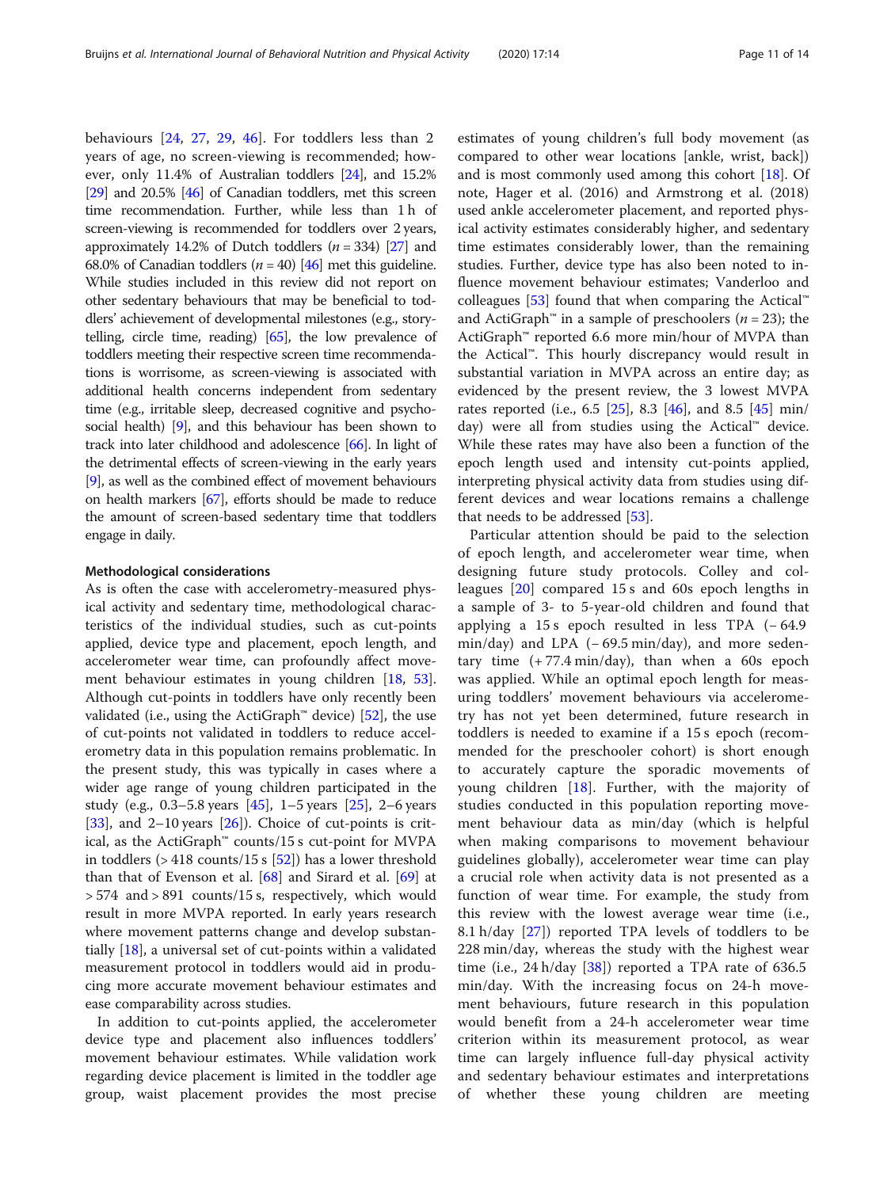behaviours [24, 27, 29, 46]. For toddlers less than 2 years of age, no screen-viewing is recommended; however, only 11.4% of Australian toddlers [24], and 15.2% [29] and 20.5% [46] of Canadian toddlers, met this screen time recommendation. Further, while less than 1 h of screen-viewing is recommended for toddlers over 2 years, approximately 14.2% of Dutch toddlers ($n$ = 334) [27] and 68.0% of Canadian toddlers ($n$ = 40) [46] met this guideline. While studies included in this review did not report on other sedentary behaviours that may be beneficial to toddlers' achievement of developmental milestones (e.g., storytelling, circle time, reading) [65], the low prevalence of toddlers meeting their respective screen time recommendations is worrisome, as screen-viewing is associated with additional health concerns independent from sedentary time (e.g., irritable sleep, decreased cognitive and psychosocial health) [9], and this behaviour has been shown to track into later childhood and adolescence [66]. In light of the detrimental effects of screen-viewing in the early years [9], as well as the combined effect of movement behaviours on health markers [67], efforts should be made to reduce the amount of screen-based sedentary time that toddlers engage in daily.

#### Methodological considerations

As is often the case with accelerometry-measured physical activity and sedentary time, methodological characteristics of the individual studies, such as cut-points applied, device type and placement, epoch length, and accelerometer wear time, can profoundly affect movement behaviour estimates in young children [18, 53]. Although cut-points in toddlers have only recently been validated (i.e., using the ActiGraph™ device) [52], the use of cut-points not validated in toddlers to reduce accelerometry data in this population remains problematic. In the present study, this was typically in cases where a wider age range of young children participated in the study (e.g., 0.3–5.8 years [45], 1–5 years [25], 2–6 years [33], and 2–10 years [26]). Choice of cut-points is critical, as the ActiGraph™ counts/15 s cut-point for MVPA in toddlers (> 418 counts/15 s [52]) has a lower threshold than that of Evenson et al. [68] and Sirard et al. [69] at > 574 and > 891 counts/15 s, respectively, which would result in more MVPA reported. In early years research where movement patterns change and develop substantially [18], a universal set of cut-points within a validated measurement protocol in toddlers would aid in producing more accurate movement behaviour estimates and ease comparability across studies.

In addition to cut-points applied, the accelerometer device type and placement also influences toddlers' movement behaviour estimates. While validation work regarding device placement is limited in the toddler age group, waist placement provides the most precise estimates of young children's full body movement (as compared to other wear locations [ankle, wrist, back]) and is most commonly used among this cohort [18]. Of note, Hager et al. (2016) and Armstrong et al. (2018) used ankle accelerometer placement, and reported physical activity estimates considerably higher, and sedentary time estimates considerably lower, than the remaining studies. Further, device type has also been noted to influence movement behaviour estimates; Vanderloo and colleagues [53] found that when comparing the Actical™ and ActiGraph™ in a sample of preschoolers ($n$ = 23); the ActiGraph™ reported 6.6 more min/hour of MVPA than the Actical™. This hourly discrepancy would result in substantial variation in MVPA across an entire day; as evidenced by the present review, the 3 lowest MVPA rates reported (i.e., 6.5 [25], 8.3 [46], and 8.5 [45] min/day) were all from studies using the Actical™ device. While these rates may have also been a function of the epoch length used and intensity cut-points applied, interpreting physical activity data from studies using different devices and wear locations remains a challenge that needs to be addressed [53].

Particular attention should be paid to the selection of epoch length, and accelerometer wear time, when designing future study protocols. Colley and colleagues [20] compared 15 s and 60s epoch lengths in a sample of 3- to 5-year-old children and found that applying a 15 s epoch resulted in less TPA (− 64.9 min/day) and LPA (− 69.5 min/day), and more sedentary time (+ 77.4 min/day), than when a 60s epoch was applied. While an optimal epoch length for measuring toddlers' movement behaviours via accelerometry has not yet been determined, future research in toddlers is needed to examine if a 15 s epoch (recommended for the preschooler cohort) is short enough to accurately capture the sporadic movements of young children [18]. Further, with the majority of studies conducted in this population reporting movement behaviour data as min/day (which is helpful when making comparisons to movement behaviour guidelines globally), accelerometer wear time can play a crucial role when activity data is not presented as a function of wear time. For example, the study from this review with the lowest average wear time (i.e., 8.1 h/day [27]) reported TPA levels of toddlers to be 228 min/day, whereas the study with the highest wear time (i.e., 24 h/day [38]) reported a TPA rate of 636.5 min/day. With the increasing focus on 24-h movement behaviours, future research in this population would benefit from a 24-h accelerometer wear time criterion within its measurement protocol, as wear time can largely influence full-day physical activity and sedentary behaviour estimates and interpretations of whether these young children are meeting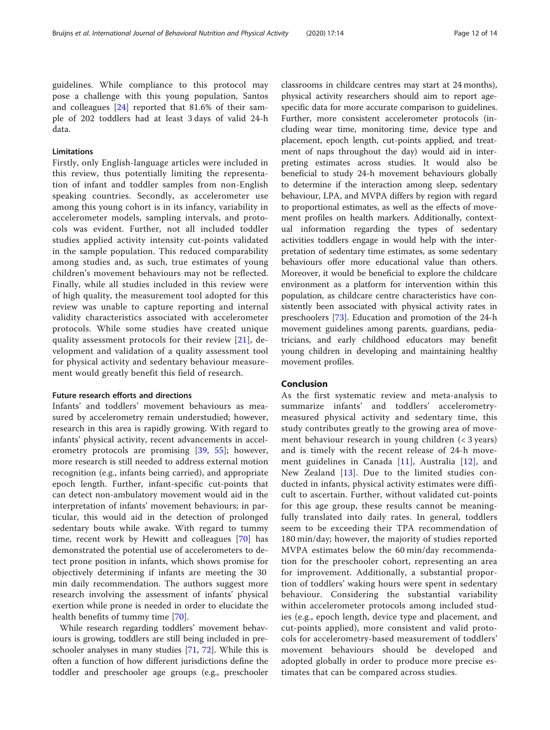guidelines. While compliance to this protocol may pose a challenge with this young population, Santos and colleagues [24] reported that 81.6% of their sample of 202 toddlers had at least 3 days of valid 24-h data.

### Limitations

Firstly, only English-language articles were included in this review, thus potentially limiting the representation of infant and toddler samples from non-English speaking countries. Secondly, as accelerometer use among this young cohort is in its infancy, variability in accelerometer models, sampling intervals, and protocols was evident. Further, not all included toddler studies applied activity intensity cut-points validated in the sample population. This reduced comparability among studies and, as such, true estimates of young children's movement behaviours may not be reflected. Finally, while all studies included in this review were of high quality, the measurement tool adopted for this review was unable to capture reporting and internal validity characteristics associated with accelerometer protocols. While some studies have created unique quality assessment protocols for their review [21], development and validation of a quality assessment tool for physical activity and sedentary behaviour measurement would greatly benefit this field of research.

### Future research efforts and directions

Infants' and toddlers' movement behaviours as measured by accelerometry remain understudied; however, research in this area is rapidly growing. With regard to infants' physical activity, recent advancements in accelerometry protocols are promising [39, 55]; however, more research is still needed to address external motion recognition (e.g., infants being carried), and appropriate epoch length. Further, infant-specific cut-points that can detect non-ambulatory movement would aid in the interpretation of infants' movement behaviours; in particular, this would aid in the detection of prolonged sedentary bouts while awake. With regard to tummy time, recent work by Hewitt and colleagues [70] has demonstrated the potential use of accelerometers to detect prone position in infants, which shows promise for objectively determining if infants are meeting the 30 min daily recommendation. The authors suggest more research involving the assessment of infants' physical exertion while prone is needed in order to elucidate the health benefits of tummy time [70].

While research regarding toddlers' movement behaviours is growing, toddlers are still being included in preschooler analyses in many studies [71, 72]. While this is often a function of how different jurisdictions define the toddler and preschooler age groups (e.g., preschooler classrooms in childcare centres may start at 24 months), physical activity researchers should aim to report age-specific data for more accurate comparison to guidelines. Further, more consistent accelerometer protocols (including wear time, monitoring time, device type and placement, epoch length, cut-points applied, and treatment of naps throughout the day) would aid in interpreting estimates across studies. It would also be beneficial to study 24-h movement behaviours globally to determine if the interaction among sleep, sedentary behaviour, LPA, and MVPA differs by region with regard to proportional estimates, as well as the effects of movement profiles on health markers. Additionally, contextual information regarding the types of sedentary activities toddlers engage in would help with the interpretation of sedentary time estimates, as some sedentary behaviours offer more educational value than others. Moreover, it would be beneficial to explore the childcare environment as a platform for intervention within this population, as childcare centre characteristics have consistently been associated with physical activity rates in preschoolers [73]. Education and promotion of the 24-h movement guidelines among parents, guardians, pediatricians, and early childhood educators may benefit young children in developing and maintaining healthy movement profiles.

## Conclusion

As the first systematic review and meta-analysis to summarize infants' and toddlers' accelerometry-measured physical activity and sedentary time, this study contributes greatly to the growing area of movement behaviour research in young children (< 3 years) and is timely with the recent release of 24-h movement guidelines in Canada [11], Australia [12], and New Zealand [13]. Due to the limited studies conducted in infants, physical activity estimates were difficult to ascertain. Further, without validated cut-points for this age group, these results cannot be meaningfully translated into daily rates. In general, toddlers seem to be exceeding their TPA recommendation of 180 min/day; however, the majority of studies reported MVPA estimates below the 60 min/day recommendation for the preschooler cohort, representing an area for improvement. Additionally, a substantial proportion of toddlers' waking hours were spent in sedentary behaviour. Considering the substantial variability within accelerometer protocols among included studies (e.g., epoch length, device type and placement, and cut-points applied), more consistent and valid protocols for accelerometry-based measurement of toddlers' movement behaviours should be developed and adopted globally in order to produce more precise estimates that can be compared across studies.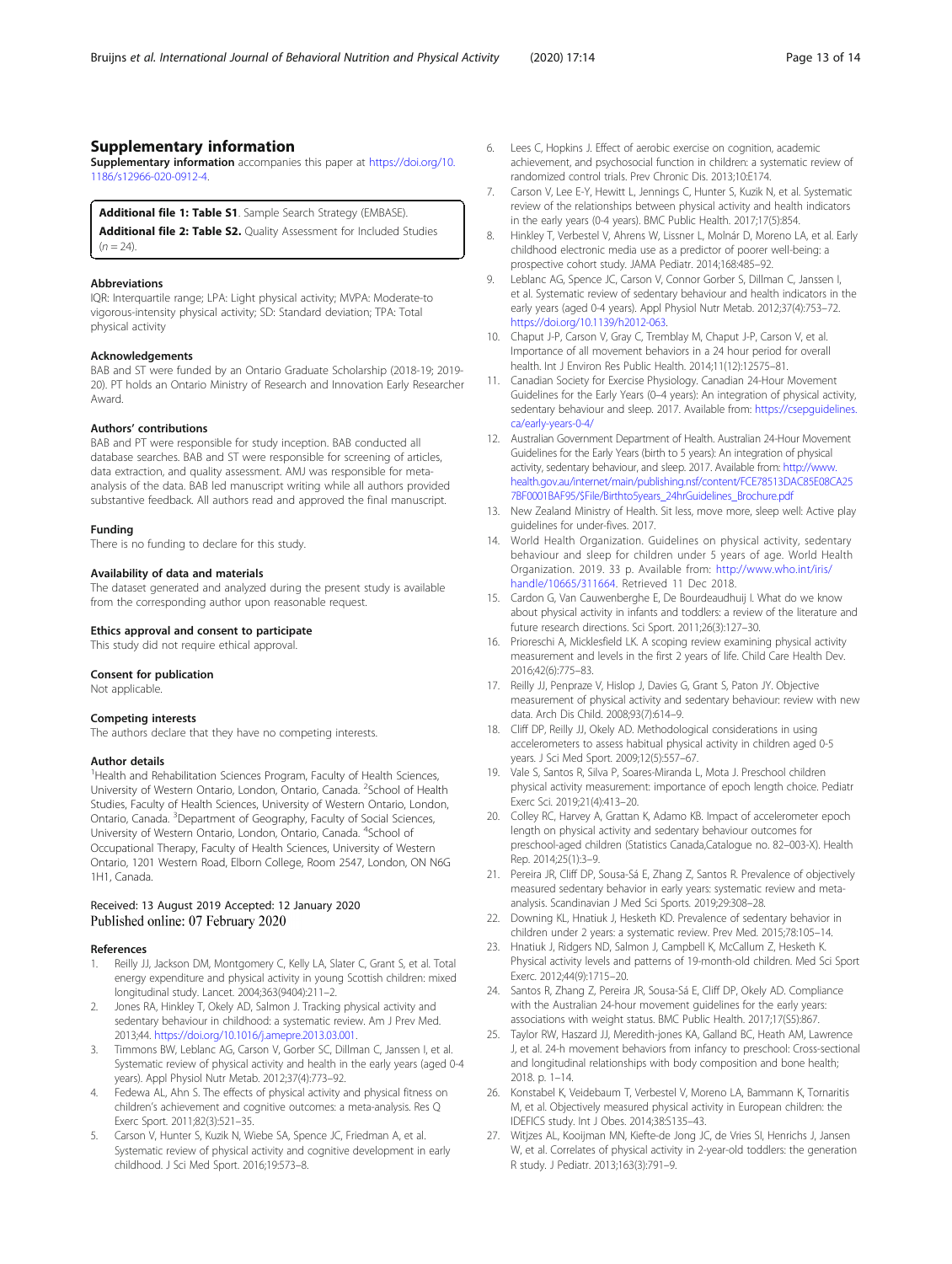## Supplementary information

**Supplementary information** accompanies this paper at https://doi.org/10.1186/s12966-020-0912-4.

**Additional file 1: Table S1**. Sample Search Strategy (EMBASE).

**Additional file 2: Table S2.** Quality Assessment for Included Studies (n = 24).

### Abbreviations

IQR: Interquartile range; LPA: Light physical activity; MVPA: Moderate-to vigorous-intensity physical activity; SD: Standard deviation; TPA: Total physical activity

### Acknowledgements

BAB and ST were funded by an Ontario Graduate Scholarship (2018-19; 2019-20). PT holds an Ontario Ministry of Research and Innovation Early Researcher Award.

### Authors' contributions

BAB and PT were responsible for study inception. BAB conducted all database searches. BAB and ST were responsible for screening of articles, data extraction, and quality assessment. AMJ was responsible for meta-analysis of the data. BAB led manuscript writing while all authors provided substantive feedback. All authors read and approved the final manuscript.

### Funding

There is no funding to declare for this study.

### Availability of data and materials

The dataset generated and analyzed during the present study is available from the corresponding author upon reasonable request.

### Ethics approval and consent to participate

This study did not require ethical approval.

### Consent for publication

Not applicable.

### Competing interests

The authors declare that they have no competing interests.

### Author details

[1]Health and Rehabilitation Sciences Program, Faculty of Health Sciences, University of Western Ontario, London, Ontario, Canada. [2]School of Health Studies, Faculty of Health Sciences, University of Western Ontario, London, Ontario, Canada. [3]Department of Geography, Faculty of Social Sciences, University of Western Ontario, London, Ontario, Canada. [4]School of Occupational Therapy, Faculty of Health Sciences, University of Western Ontario, 1201 Western Road, Elborn College, Room 2547, London, ON N6G 1H1, Canada.

Received: 13 August 2019 Accepted: 12 January 2020
Published online: 07 February 2020

### References

1. Reilly JJ, Jackson DM, Montgomery C, Kelly LA, Slater C, Grant S, et al. Total energy expenditure and physical activity in young Scottish children: mixed longitudinal study. Lancet. 2004;363(9404):211–2.
2. Jones RA, Hinkley T, Okely AD, Salmon J. Tracking physical activity and sedentary behaviour in childhood: a systematic review. Am J Prev Med. 2013;44. https://doi.org/10.1016/j.amepre.2013.03.001.
3. Timmons BW, Leblanc AG, Carson V, Gorber SC, Dillman C, Janssen I, et al. Systematic review of physical activity and health in the early years (aged 0-4 years). Appl Physiol Nutr Metab. 2012;37(4):773–92.
4. Fedewa AL, Ahn S. The effects of physical activity and physical fitness on children's achievement and cognitive outcomes: a meta-analysis. Res Q Exerc Sport. 2011;82(3):521–35.
5. Carson V, Hunter S, Kuzik N, Wiebe SA, Spence JC, Friedman A, et al. Systematic review of physical activity and cognitive development in early childhood. J Sci Med Sport. 2016;19:573–8.
6. Lees C, Hopkins J. Effect of aerobic exercise on cognition, academic achievement, and psychosocial function in children: a systematic review of randomized control trials. Prev Chronic Dis. 2013;10:E174.
7. Carson V, Lee E-Y, Hewitt L, Jennings C, Hunter S, Kuzik N, et al. Systematic review of the relationships between physical activity and health indicators in the early years (0-4 years). BMC Public Health. 2017;17(5):854.
8. Hinkley T, Verbestel V, Ahrens W, Lissner L, Molnár D, Moreno LA, et al. Early childhood electronic media use as a predictor of poorer well-being: a prospective cohort study. JAMA Pediatr. 2014;168:485–92.
9. Leblanc AG, Spence JC, Carson V, Connor Gorber S, Dillman C, Janssen I, et al. Systematic review of sedentary behaviour and health indicators in the early years (aged 0-4 years). Appl Physiol Nutr Metab. 2012;37(4):753–72. https://doi.org/10.1139/h2012-063.
10. Chaput J-P, Carson V, Gray C, Tremblay M, Chaput J-P, Carson V, et al. Importance of all movement behaviors in a 24 hour period for overall health. Int J Environ Res Public Health. 2014;11(12):12575–81.
11. Canadian Society for Exercise Physiology. Canadian 24-Hour Movement Guidelines for the Early Years (0–4 years): An integration of physical activity, sedentary behaviour and sleep. 2017. Available from: https://csepguidelines.ca/early-years-0-4/
12. Australian Government Department of Health. Australian 24-Hour Movement Guidelines for the Early Years (birth to 5 years): An integration of physical activity, sedentary behaviour, and sleep. 2017. Available from: http://www.health.gov.au/internet/main/publishing.nsf/content/FCE78513DAC85E08CA257BF0001BAF95/$File/Birthto5years_24hrGuidelines_Brochure.pdf
13. New Zealand Ministry of Health. Sit less, move more, sleep well: Active play guidelines for under-fives. 2017.
14. World Health Organization. Guidelines on physical activity, sedentary behaviour and sleep for children under 5 years of age. World Health Organization. 2019. 33 p. Available from: http://www.who.int/iris/handle/10665/311664. Retrieved 11 Dec 2018.
15. Cardon G, Van Cauwenberghe E, De Bourdeaudhuij I. What do we know about physical activity in infants and toddlers: a review of the literature and future research directions. Sci Sport. 2011;26(3):127–30.
16. Prioreschi A, Micklesfield LK. A scoping review examining physical activity measurement and levels in the first 2 years of life. Child Care Health Dev. 2016;42(6):775–83.
17. Reilly JJ, Penpraze V, Hislop J, Davies G, Grant S, Paton JY. Objective measurement of physical activity and sedentary behaviour: review with new data. Arch Dis Child. 2008;93(7):614–9.
18. Cliff DP, Reilly JJ, Okely AD. Methodological considerations in using accelerometers to assess habitual physical activity in children aged 0-5 years. J Sci Med Sport. 2009;12(5):557–67.
19. Vale S, Santos R, Silva P, Soares-Miranda L, Mota J. Preschool children physical activity measurement: importance of epoch length choice. Pediatr Exerc Sci. 2019;21(4):413–20.
20. Colley RC, Harvey A, Grattan K, Adamo KB. Impact of accelerometer epoch length on physical activity and sedentary behaviour outcomes for preschool-aged children (Statistics Canada,Catalogue no. 82–003-X). Health Rep. 2014;25(1):3–9.
21. Pereira JR, Cliff DP, Sousa-Sá E, Zhang Z, Santos R. Prevalence of objectively measured sedentary behavior in early years: systematic review and meta-analysis. Scandinavian J Med Sci Sports. 2019;29:308–28.
22. Downing KL, Hnatiuk J, Hesketh KD. Prevalence of sedentary behavior in children under 2 years: a systematic review. Prev Med. 2015;78:105–14.
23. Hnatiuk J, Ridgers ND, Salmon J, Campbell K, McCallum Z, Hesketh K. Physical activity levels and patterns of 19-month-old children. Med Sci Sport Exerc. 2012;44(9):1715–20.
24. Santos R, Zhang Z, Pereira JR, Sousa-Sá E, Cliff DP, Okely AD. Compliance with the Australian 24-hour movement guidelines for the early years: associations with weight status. BMC Public Health. 2017;17(S5):867.
25. Taylor RW, Haszard JJ, Meredith-jones KA, Galland BC, Heath AM, Lawrence J, et al. 24-h movement behaviors from infancy to preschool: Cross-sectional and longitudinal relationships with body composition and bone health; 2018. p. 1–14.
26. Konstabel K, Veidebaum T, Verbestel V, Moreno LA, Bammann K, Tornaritis M, et al. Objectively measured physical activity in European children: the IDEFICS study. Int J Obes. 2014;38:S135–43.
27. Witjzes AL, Kooijman MN, Kiefte-de Jong JC, de Vries SI, Henrichs J, Jansen W, et al. Correlates of physical activity in 2-year-old toddlers: the generation R study. J Pediatr. 2013;163(3):791–9.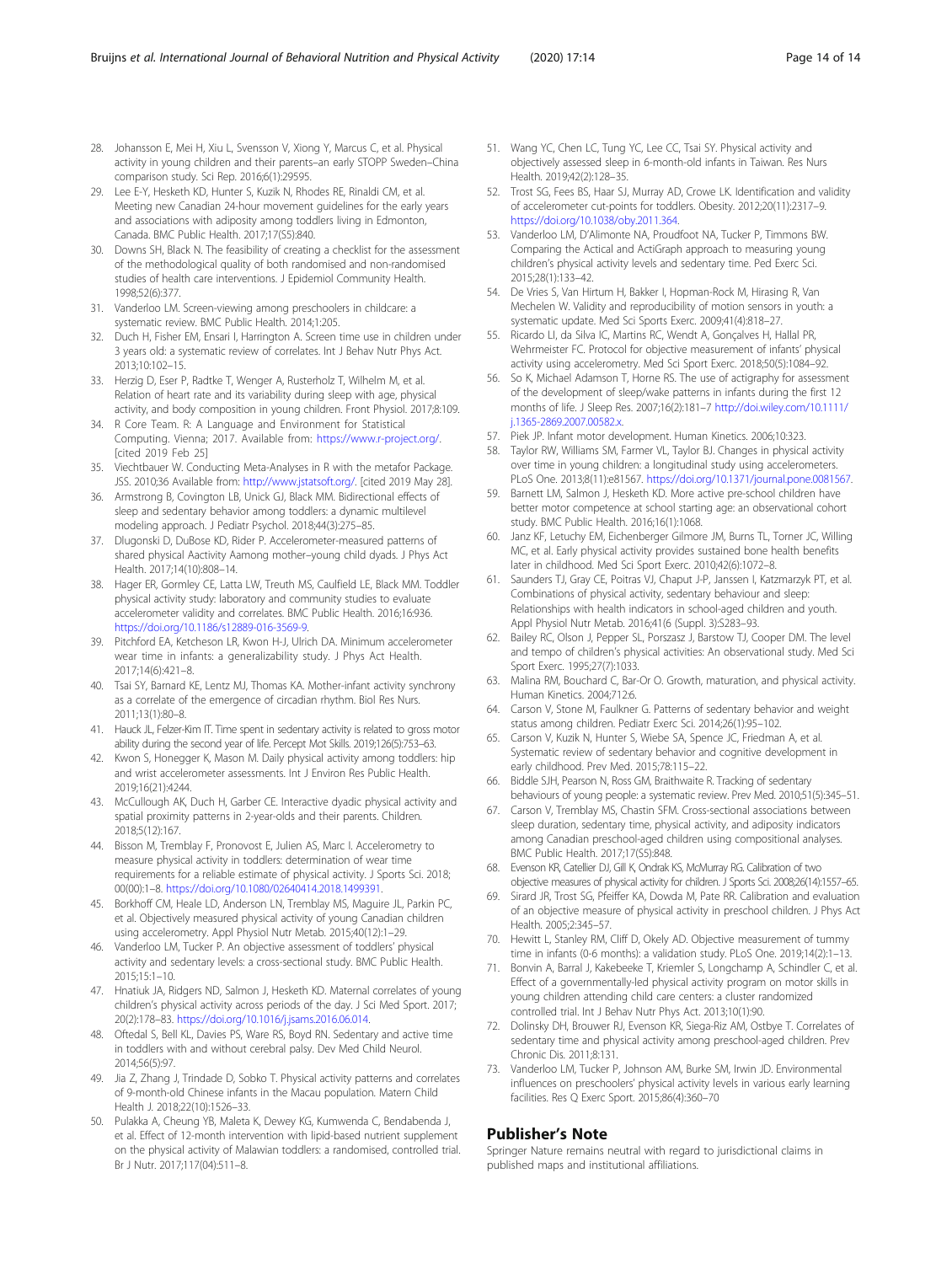28. Johansson E, Mei H, Xiu L, Svensson V, Xiong Y, Marcus C, et al. Physical activity in young children and their parents–an early STOPP Sweden–China comparison study. Sci Rep. 2016;6(1):29595.
29. Lee E-Y, Hesketh KD, Hunter S, Kuzik N, Rhodes RE, Rinaldi CM, et al. Meeting new Canadian 24-hour movement guidelines for the early years and associations with adiposity among toddlers living in Edmonton, Canada. BMC Public Health. 2017;17(S5):840.
30. Downs SH, Black N. The feasibility of creating a checklist for the assessment of the methodological quality of both randomised and non-randomised studies of health care interventions. J Epidemiol Community Health. 1998;52(6):377.
31. Vanderloo LM. Screen-viewing among preschoolers in childcare: a systematic review. BMC Public Health. 2014;1:205.
32. Duch H, Fisher EM, Ensari I, Harrington A. Screen time use in children under 3 years old: a systematic review of correlates. Int J Behav Nutr Phys Act. 2013;10:102–15.
33. Herzig D, Eser P, Radtke T, Wenger A, Rusterholz T, Wilhelm M, et al. Relation of heart rate and its variability during sleep with age, physical activity, and body composition in young children. Front Physiol. 2017;8:109.
34. R Core Team. R: A Language and Environment for Statistical Computing. Vienna; 2017. Available from: https://www.r-project.org/. [cited 2019 Feb 25]
35. Viechtbauer W. Conducting Meta-Analyses in R with the metafor Package. JSS. 2010;36 Available from: http://www.jstatsoft.org/. [cited 2019 May 28].
36. Armstrong B, Covington LB, Unick GJ, Black MM. Bidirectional effects of sleep and sedentary behavior among toddlers: a dynamic multilevel modeling approach. J Pediatr Psychol. 2018;44(3):275–85.
37. Dlugonski D, DuBose KD, Rider P. Accelerometer-measured patterns of shared physical Aactivity Aamong mother–young child dyads. J Phys Act Health. 2017;14(10):808–14.
38. Hager ER, Gormley CE, Latta LW, Treuth MS, Caulfield LE, Black MM. Toddler physical activity study: laboratory and community studies to evaluate accelerometer validity and correlates. BMC Public Health. 2016;16:936. https://doi.org/10.1186/s12889-016-3569-9.
39. Pitchford EA, Ketcheson LR, Kwon H-J, Ulrich DA. Minimum accelerometer wear time in infants: a generalizability study. J Phys Act Health. 2017;14(6):421–8.
40. Tsai SY, Barnard KE, Lentz MJ, Thomas KA. Mother-infant activity synchrony as a correlate of the emergence of circadian rhythm. Biol Res Nurs. 2011;13(1):80–8.
41. Hauck JL, Felzer-Kim IT. Time spent in sedentary activity is related to gross motor ability during the second year of life. Percept Mot Skills. 2019;126(5):753–63.
42. Kwon S, Honegger K, Mason M. Daily physical activity among toddlers: hip and wrist accelerometer assessments. Int J Environ Res Public Health. 2019;16(21):4244.
43. McCullough AK, Duch H, Garber CE. Interactive dyadic physical activity and spatial proximity patterns in 2-year-olds and their parents. Children. 2018;5(12):167.
44. Bisson M, Tremblay F, Pronovost E, Julien AS, Marc I. Accelerometry to measure physical activity in toddlers: determination of wear time requirements for a reliable estimate of physical activity. J Sports Sci. 2018; 00(00):1–8. https://doi.org/10.1080/02640414.2018.1499391.
45. Borkhoff CM, Heale LD, Anderson LN, Tremblay MS, Maguire JL, Parkin PC, et al. Objectively measured physical activity of young Canadian children using accelerometry. Appl Physiol Nutr Metab. 2015;40(12):1–29.
46. Vanderloo LM, Tucker P. An objective assessment of toddlers' physical activity and sedentary levels: a cross-sectional study. BMC Public Health. 2015;15:1–10.
47. Hnatiuk JA, Ridgers ND, Salmon J, Hesketh KD. Maternal correlates of young children's physical activity across periods of the day. J Sci Med Sport. 2017; 20(2):178–83. https://doi.org/10.1016/j.jsams.2016.06.014.
48. Oftedal S, Bell KL, Davies PS, Ware RS, Boyd RN. Sedentary and active time in toddlers with and without cerebral palsy. Dev Med Child Neurol. 2014;56(5):97.
49. Jia Z, Zhang J, Trindade D, Sobko T. Physical activity patterns and correlates of 9-month-old Chinese infants in the Macau population. Matern Child Health J. 2018;22(10):1526–33.
50. Pulakka A, Cheung YB, Maleta K, Dewey KG, Kumwenda C, Bendabenda J, et al. Effect of 12-month intervention with lipid-based nutrient supplement on the physical activity of Malawian toddlers: a randomised, controlled trial. Br J Nutr. 2017;117(04):511–8.
51. Wang YC, Chen LC, Tung YC, Lee CC, Tsai SY. Physical activity and objectively assessed sleep in 6-month-old infants in Taiwan. Res Nurs Health. 2019;42(2):128–35.
52. Trost SG, Fees BS, Haar SJ, Murray AD, Crowe LK. Identification and validity of accelerometer cut-points for toddlers. Obesity. 2012;20(11):2317–9. https://doi.org/10.1038/oby.2011.364.
53. Vanderloo LM, D'Alimonte NA, Proudfoot NA, Tucker P, Timmons BW. Comparing the Actical and ActiGraph approach to measuring young children's physical activity levels and sedentary time. Ped Exerc Sci. 2015;28(1):133–42.
54. De Vries S, Van Hirtum H, Bakker I, Hopman-Rock M, Hirasing R, Van Mechelen W. Validity and reproducibility of motion sensors in youth: a systematic update. Med Sci Sports Exerc. 2009;41(4):818–27.
55. Ricardo LI, da Silva IC, Martins RC, Wendt A, Gonçalves H, Hallal PR, Wehrmeister FC. Protocol for objective measurement of infants' physical activity using accelerometry. Med Sci Sport Exerc. 2018;50(5):1084–92.
56. So K, Michael Adamson T, Horne RS. The use of actigraphy for assessment of the development of sleep/wake patterns in infants during the first 12 months of life. J Sleep Res. 2007;16(2):181–7 http://doi.wiley.com/10.1111/j.1365-2869.2007.00582.x.
57. Piek JP. Infant motor development. Human Kinetics. 2006;10:323.
58. Taylor RW, Williams SM, Farmer VL, Taylor BJ. Changes in physical activity over time in young children: a longitudinal study using accelerometers. PLoS One. 2013;8(11):e81567. https://doi.org/10.1371/journal.pone.0081567.
59. Barnett LM, Salmon J, Hesketh KD. More active pre-school children have better motor competence at school starting age: an observational cohort study. BMC Public Health. 2016;16(1):1068.
60. Janz KF, Letuchy EM, Eichenberger Gilmore JM, Burns TL, Torner JC, Willing MC, et al. Early physical activity provides sustained bone health benefits later in childhood. Med Sci Sport Exerc. 2010;42(6):1072–8.
61. Saunders TJ, Gray CE, Poitras VJ, Chaput J-P, Janssen I, Katzmarzyk PT, et al. Combinations of physical activity, sedentary behaviour and sleep: Relationships with health indicators in school-aged children and youth. Appl Physiol Nutr Metab. 2016;41(6 (Suppl. 3):S283–93.
62. Bailey RC, Olson J, Pepper SL, Porszasz J, Barstow TJ, Cooper DM. The level and tempo of children's physical activities: An observational study. Med Sci Sport Exerc. 1995;27(7):1033.
63. Malina RM, Bouchard C, Bar-Or O. Growth, maturation, and physical activity. Human Kinetics. 2004;712:6.
64. Carson V, Stone M, Faulkner G. Patterns of sedentary behavior and weight status among children. Pediatr Exerc Sci. 2014;26(1):95–102.
65. Carson V, Kuzik N, Hunter S, Wiebe SA, Spence JC, Friedman A, et al. Systematic review of sedentary behavior and cognitive development in early childhood. Prev Med. 2015;78:115–22.
66. Biddle SJH, Pearson N, Ross GM, Braithwaite R. Tracking of sedentary behaviours of young people: a systematic review. Prev Med. 2010;51(5):345–51.
67. Carson V, Tremblay MS, Chastin SFM. Cross-sectional associations between sleep duration, sedentary time, physical activity, and adiposity indicators among Canadian preschool-aged children using compositional analyses. BMC Public Health. 2017;17(S5):848.
68. Evenson KR, Catellier DJ, Gill K, Ondrak KS, McMurray RG. Calibration of two objective measures of physical activity for children. J Sports Sci. 2008;26(14):1557–65.
69. Sirard JR, Trost SG, Pfeiffer KA, Dowda M, Pate RR. Calibration and evaluation of an objective measure of physical activity in preschool children. J Phys Act Health. 2005;2:345–57.
70. Hewitt L, Stanley RM, Cliff D, Okely AD. Objective measurement of tummy time in infants (0-6 months): a validation study. PLoS One. 2019;14(2):1–13.
71. Bonvin A, Barral J, Kakebeeke T, Kriemler S, Longchamp A, Schindler C, et al. Effect of a governmentally-led physical activity program on motor skills in young children attending child care centers: a cluster randomized controlled trial. Int J Behav Nutr Phys Act. 2013;10(1):90.
72. Dolinsky DH, Brouwer RJ, Evenson KR, Siega-Riz AM, Ostbye T. Correlates of sedentary time and physical activity among preschool-aged children. Prev Chronic Dis. 2011;8:131.
73. Vanderloo LM, Tucker P, Johnson AM, Burke SM, Irwin JD. Environmental influences on preschoolers' physical activity levels in various early learning facilities. Res Q Exerc Sport. 2015;86(4):360–70

## Publisher's Note

Springer Nature remains neutral with regard to jurisdictional claims in published maps and institutional affiliations.